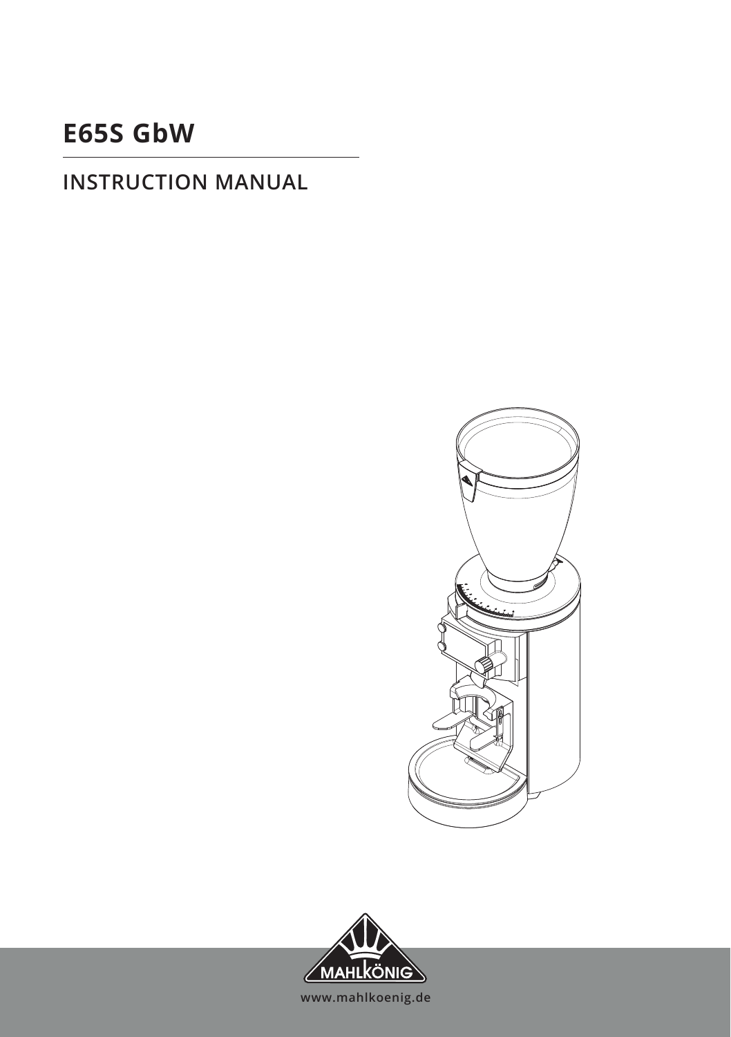# E65S GbW

## INSTRUCTION MANUAL

MAHLKÖNIG

www.mahlkoenig.de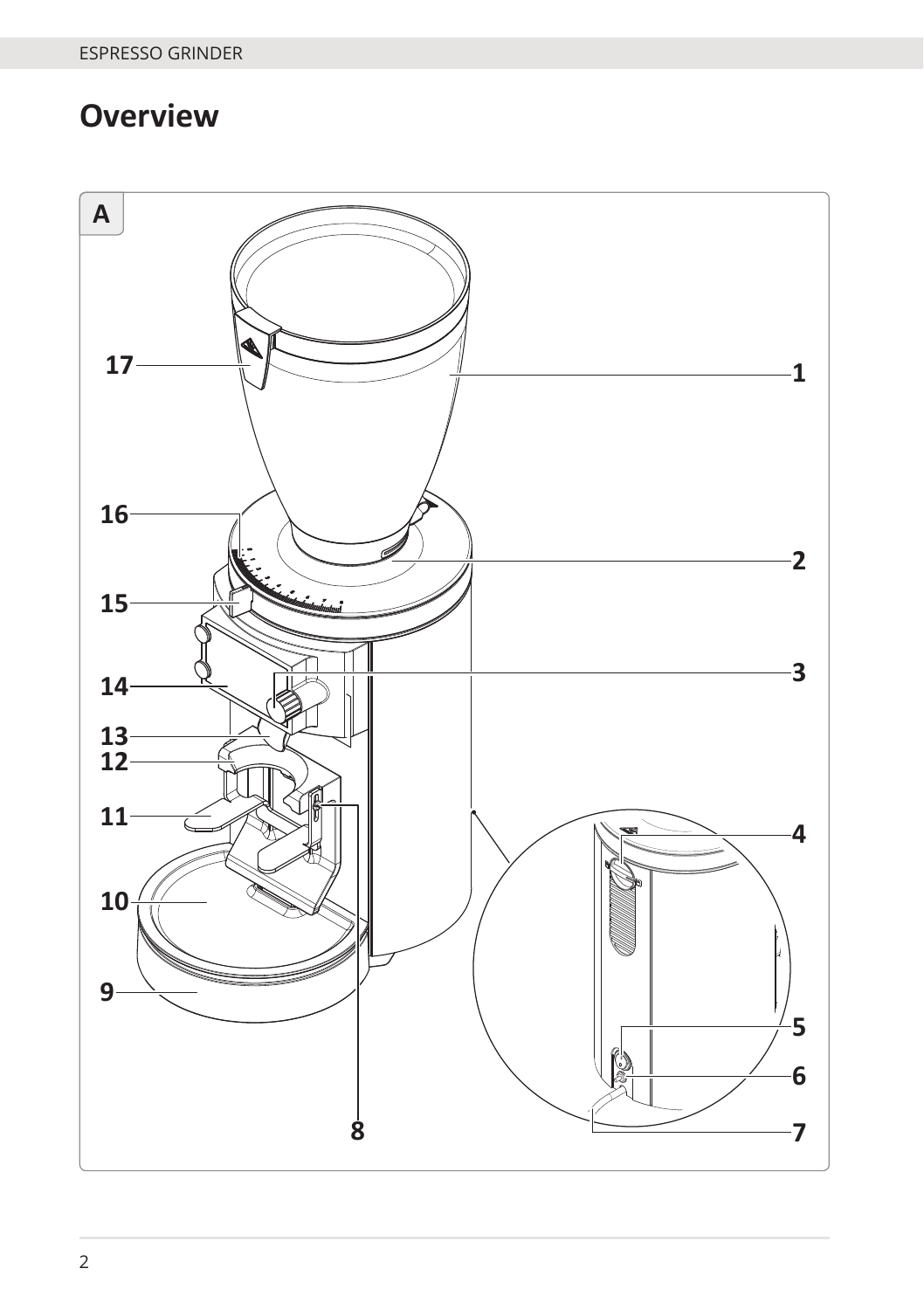# Overview

A

17
1
16
2
15
3
14
13
12
11
4
10
9
5
6
8
7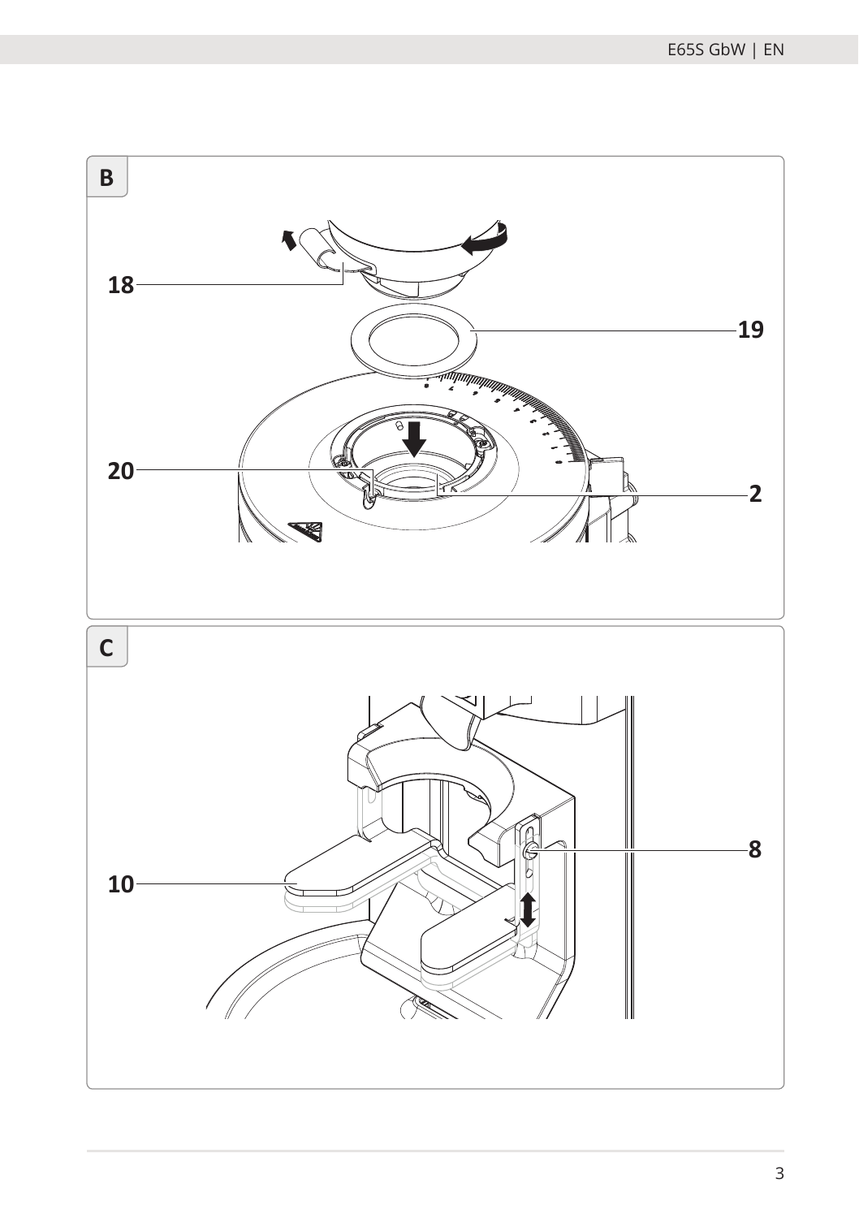B

18

19

20

2

C

10

8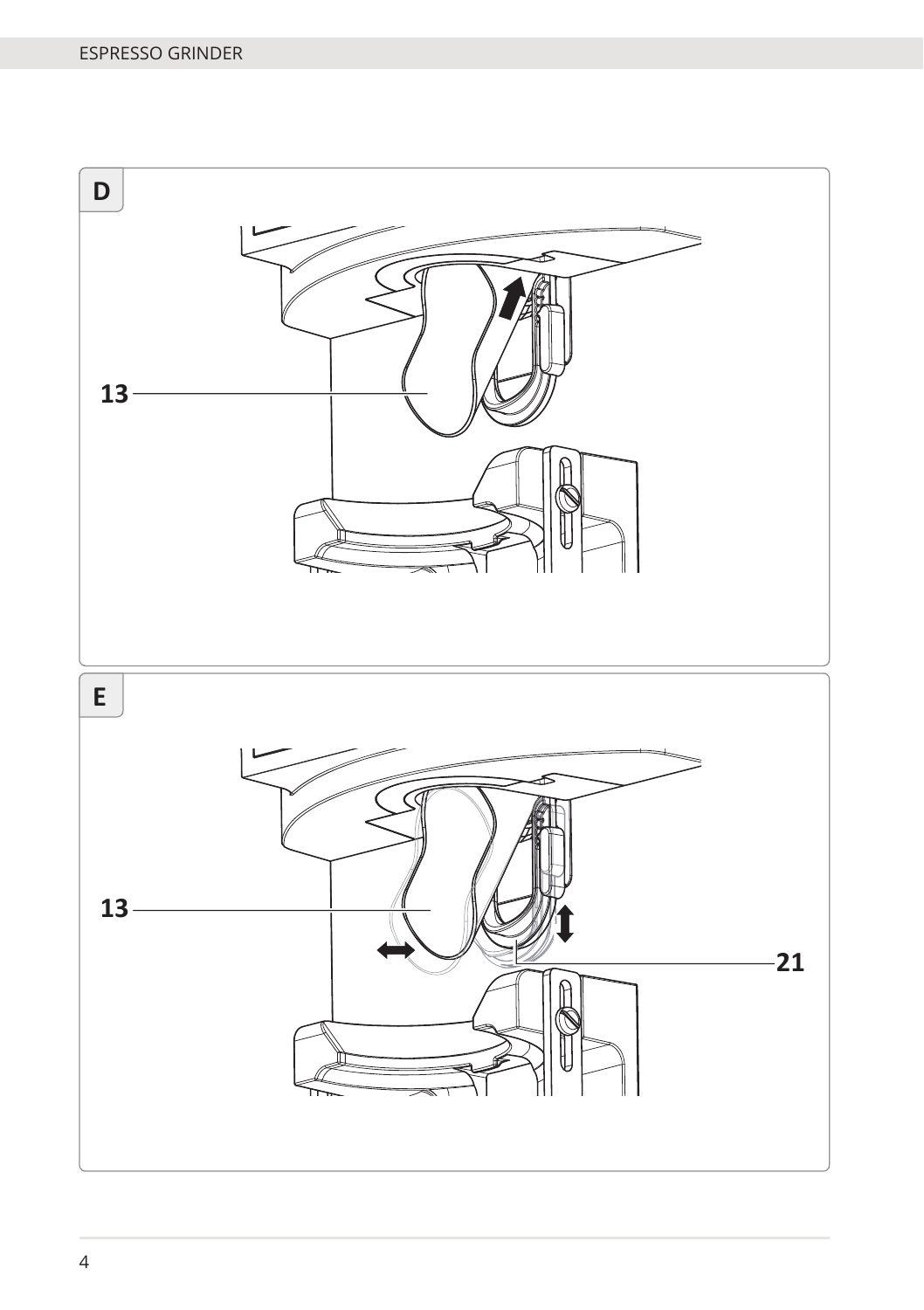D

13

E

13

21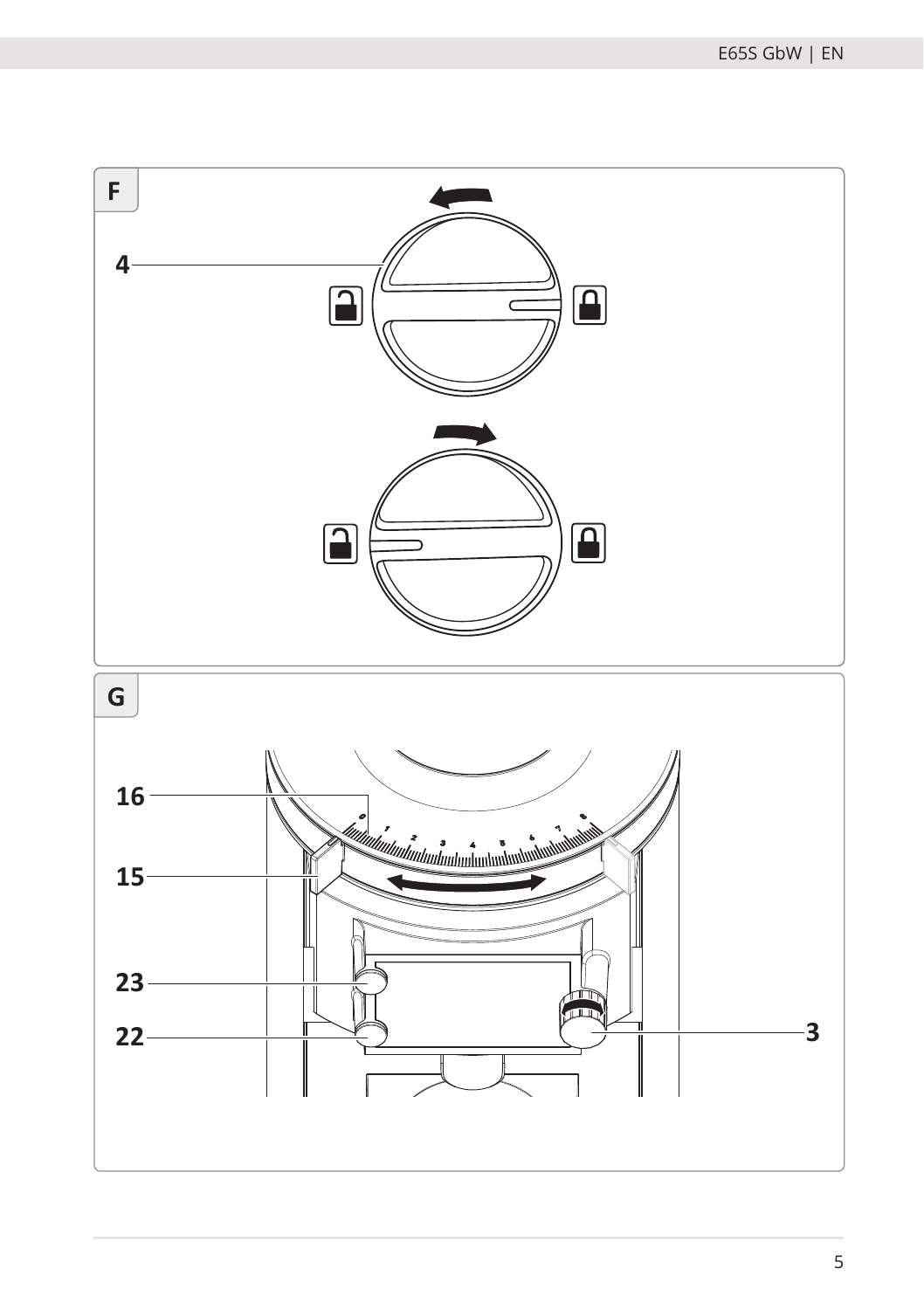F

4

G

16

15

23

22

3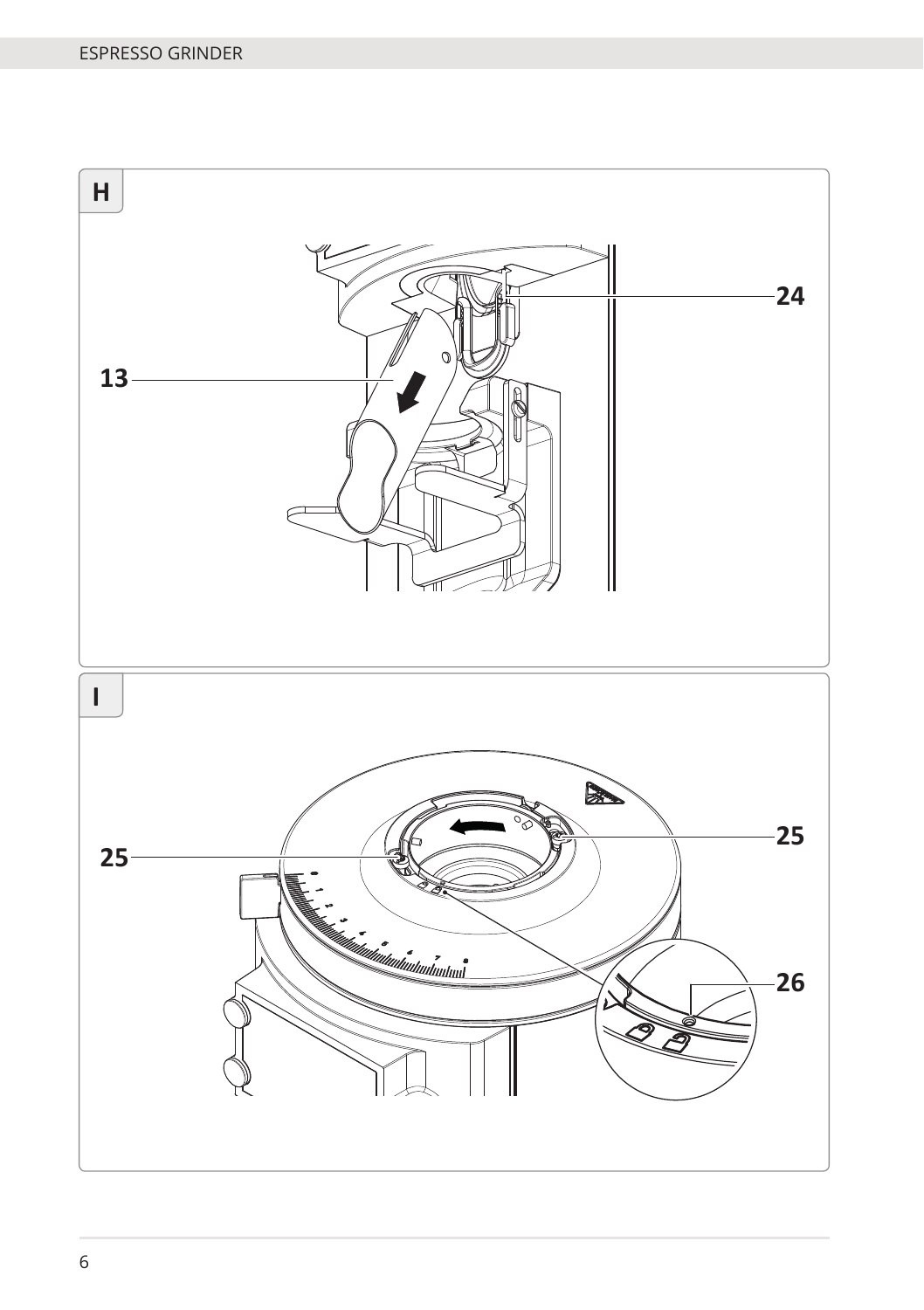H

13

24

I

25

25

26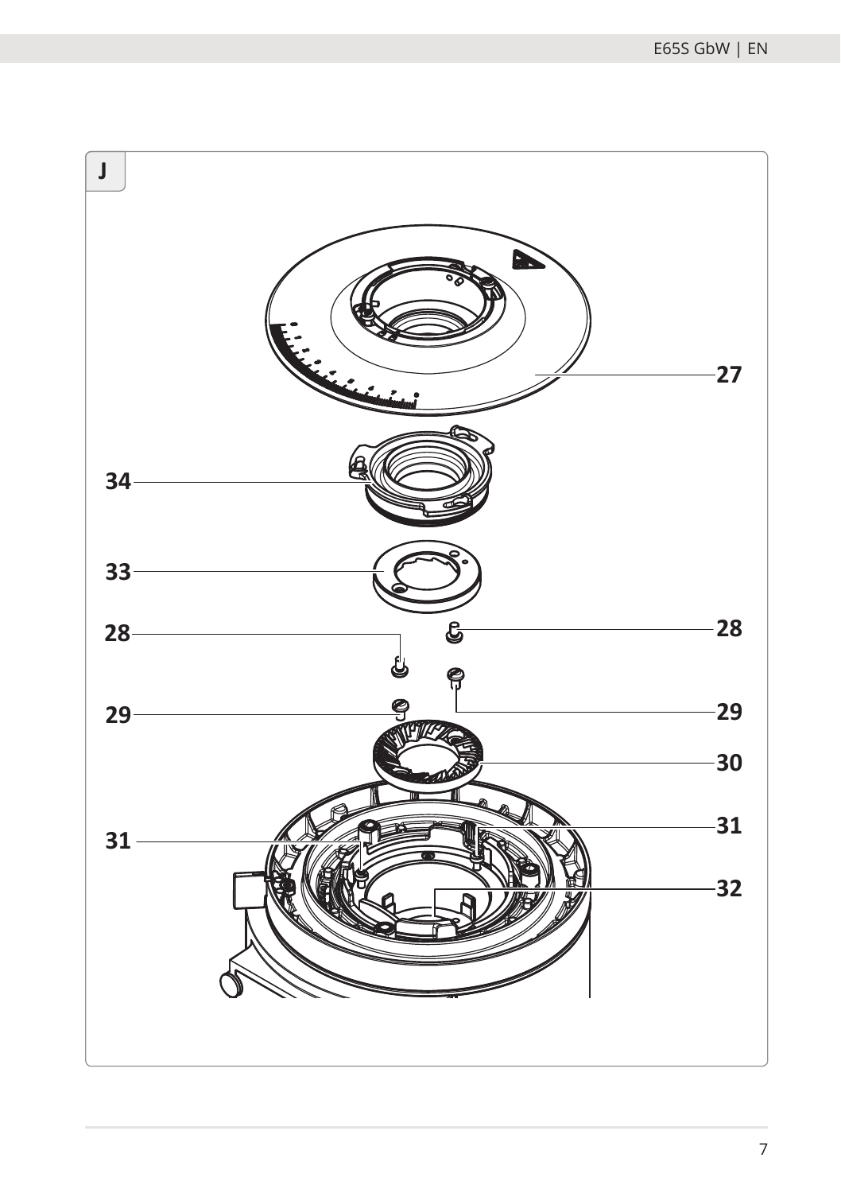J

27

34

33

28

28

29

29

30

31

31

32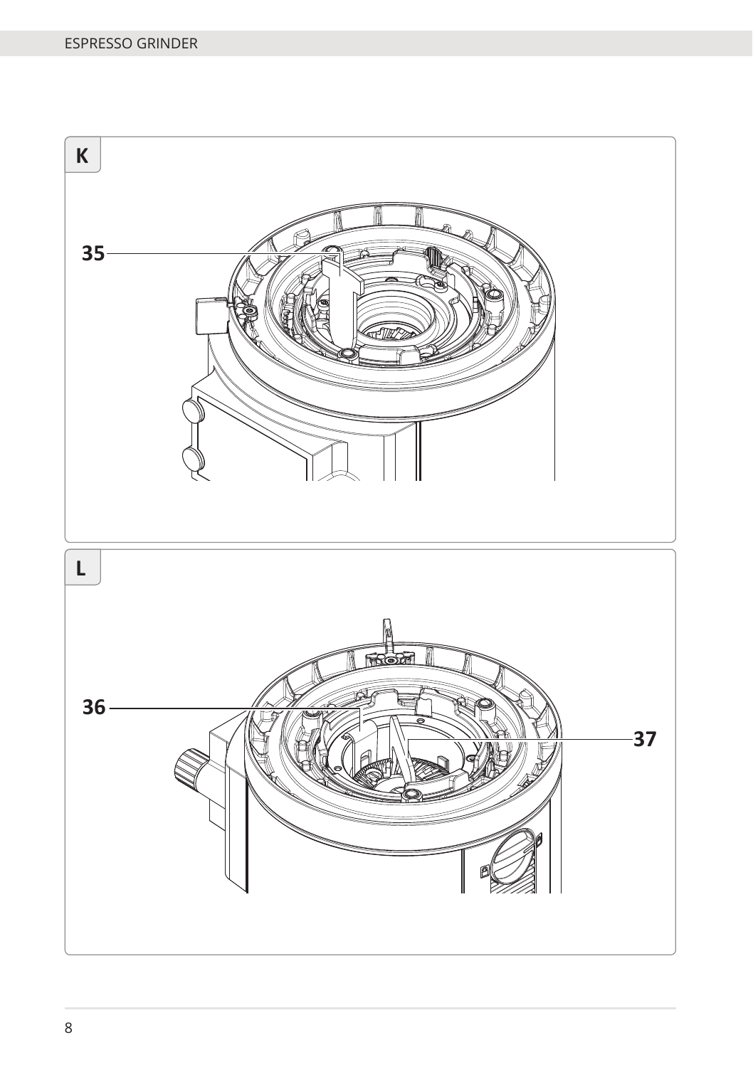**K**

35

**L**

36

37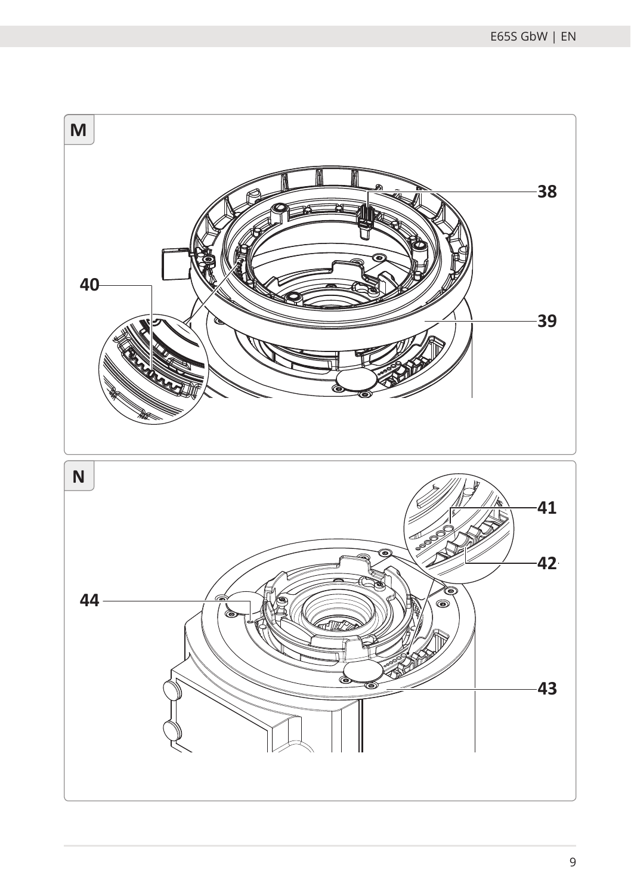M

38

40

39

N

41

42

44

43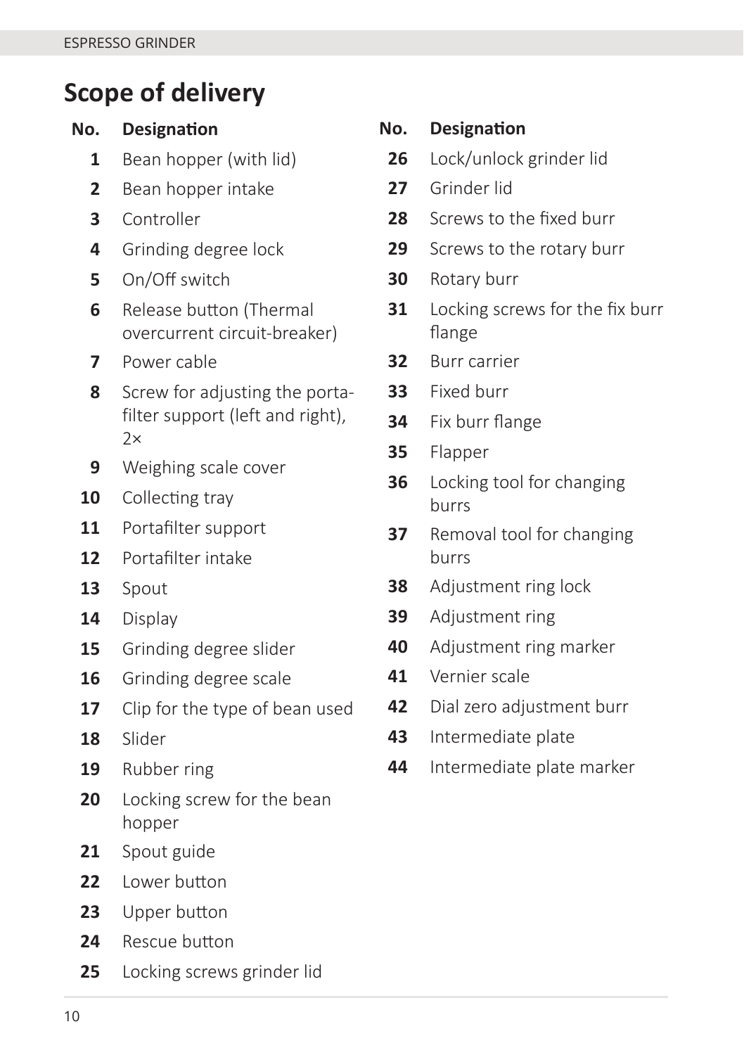# Scope of delivery

| No. | Designation |
| --- | --- |
| 1 | Bean hopper (with lid) |
| 2 | Bean hopper intake |
| 3 | Controller |
| 4 | Grinding degree lock |
| 5 | On/Off switch |
| 6 | Release button (Thermal overcurrent circuit-breaker) |
| 7 | Power cable |
| 8 | Screw for adjusting the porta-filter support (left and right), 2× |
| 9 | Weighing scale cover |
| 10 | Collecting tray |
| 11 | Portafilter support |
| 12 | Portafilter intake |
| 13 | Spout |
| 14 | Display |
| 15 | Grinding degree slider |
| 16 | Grinding degree scale |
| 17 | Clip for the type of bean used |
| 18 | Slider |
| 19 | Rubber ring |
| 20 | Locking screw for the bean hopper |
| 21 | Spout guide |
| 22 | Lower button |
| 23 | Upper button |
| 24 | Rescue button |
| 25 | Locking screws grinder lid |

| No. | Designation |
| --- | --- |
| 26 | Lock/unlock grinder lid |
| 27 | Grinder lid |
| 28 | Screws to the fixed burr |
| 29 | Screws to the rotary burr |
| 30 | Rotary burr |
| 31 | Locking screws for the fix burr flange |
| 32 | Burr carrier |
| 33 | Fixed burr |
| 34 | Fix burr flange |
| 35 | Flapper |
| 36 | Locking tool for changing burrs |
| 37 | Removal tool for changing burrs |
| 38 | Adjustment ring lock |
| 39 | Adjustment ring |
| 40 | Adjustment ring marker |
| 41 | Vernier scale |
| 42 | Dial zero adjustment burr |
| 43 | Intermediate plate |
| 44 | Intermediate plate marker |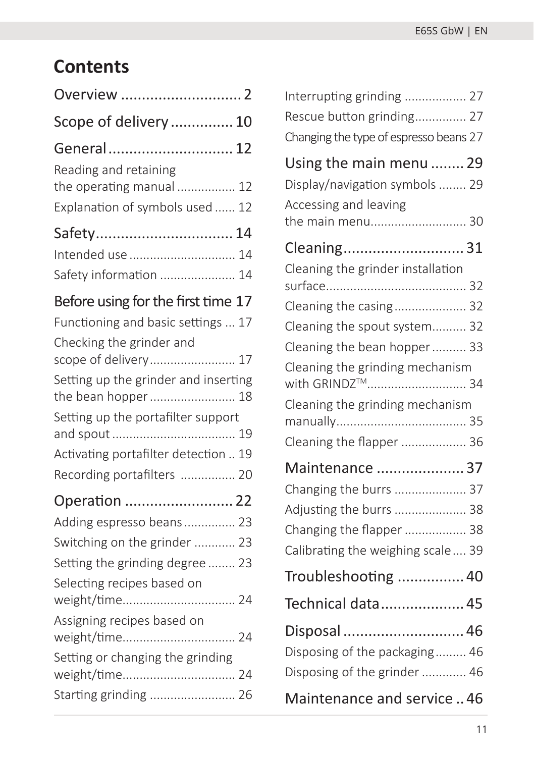# Contents

Overview ............................. 2

Scope of delivery ............... 10

General .............................. 12

Reading and retaining the operating manual ................. 12

Explanation of symbols used ...... 12

Safety ................................. 14

Intended use ............................... 14

Safety information ...................... 14

Before using for the first time 17

Functioning and basic settings ... 17

Checking the grinder and scope of delivery ......................... 17

Setting up the grinder and inserting the bean hopper ......................... 18

Setting up the portafilter support and spout .................................... 19

Activating portafilter detection .. 19

Recording portafilters ................ 20

Operation .......................... 22

Adding espresso beans ............... 23

Switching on the grinder ............ 23

Setting the grinding degree ........ 23

Selecting recipes based on weight/time................................. 24

Assigning recipes based on weight/time................................. 24

Setting or changing the grinding weight/time................................. 24

Starting grinding ......................... 26

Interrupting grinding .................. 27

Rescue button grinding............... 27

Changing the type of espresso beans 27

Using the main menu ........ 29

Display/navigation symbols ........ 29

Accessing and leaving the main menu............................ 30

Cleaning............................. 31

Cleaning the grinder installation surface......................................... 32

Cleaning the casing ..................... 32

Cleaning the spout system.......... 32

Cleaning the bean hopper .......... 33

Cleaning the grinding mechanism with GRINDZ™............................. 34

Cleaning the grinding mechanism manually...................................... 35

Cleaning the flapper ................... 36

Maintenance ..................... 37

Changing the burrs ..................... 37

Adjusting the burrs ..................... 38

Changing the flapper .................. 38

Calibrating the weighing scale .... 39

Troubleshooting ................ 40

Technical data.................... 45

Disposal ............................. 46

Disposing of the packaging ......... 46

Disposing of the grinder ............. 46

Maintenance and service .. 46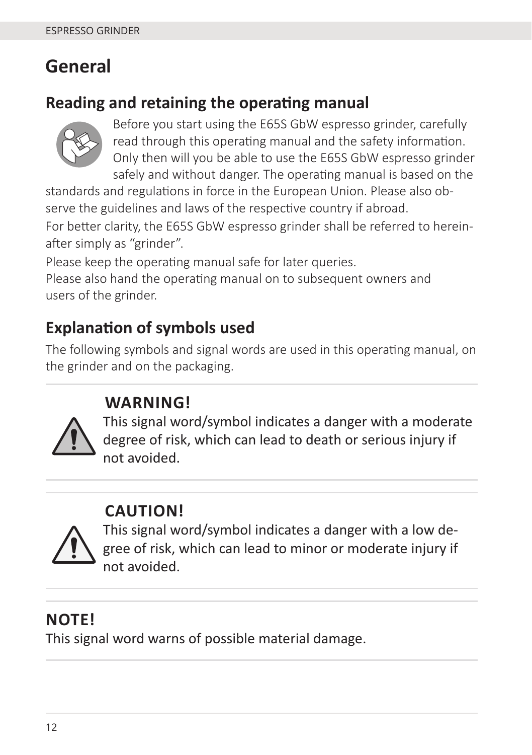# General

## Reading and retaining the operating manual

Before you start using the E65S GbW espresso grinder, carefully read through this operating manual and the safety information. Only then will you be able to use the E65S GbW espresso grinder safely and without danger. The operating manual is based on the standards and regulations in force in the European Union. Please also observe the guidelines and laws of the respective country if abroad.

For better clarity, the E65S GbW espresso grinder shall be referred to hereinafter simply as “grinder”.

Please keep the operating manual safe for later queries.
Please also hand the operating manual on to subsequent owners and users of the grinder.

## Explanation of symbols used

The following symbols and signal words are used in this operating manual, on the grinder and on the packaging.

**WARNING!**
This signal word/symbol indicates a danger with a moderate degree of risk, which can lead to death or serious injury if not avoided.

**CAUTION!**
This signal word/symbol indicates a danger with a low degree of risk, which can lead to minor or moderate injury if not avoided.

**NOTE!**
This signal word warns of possible material damage.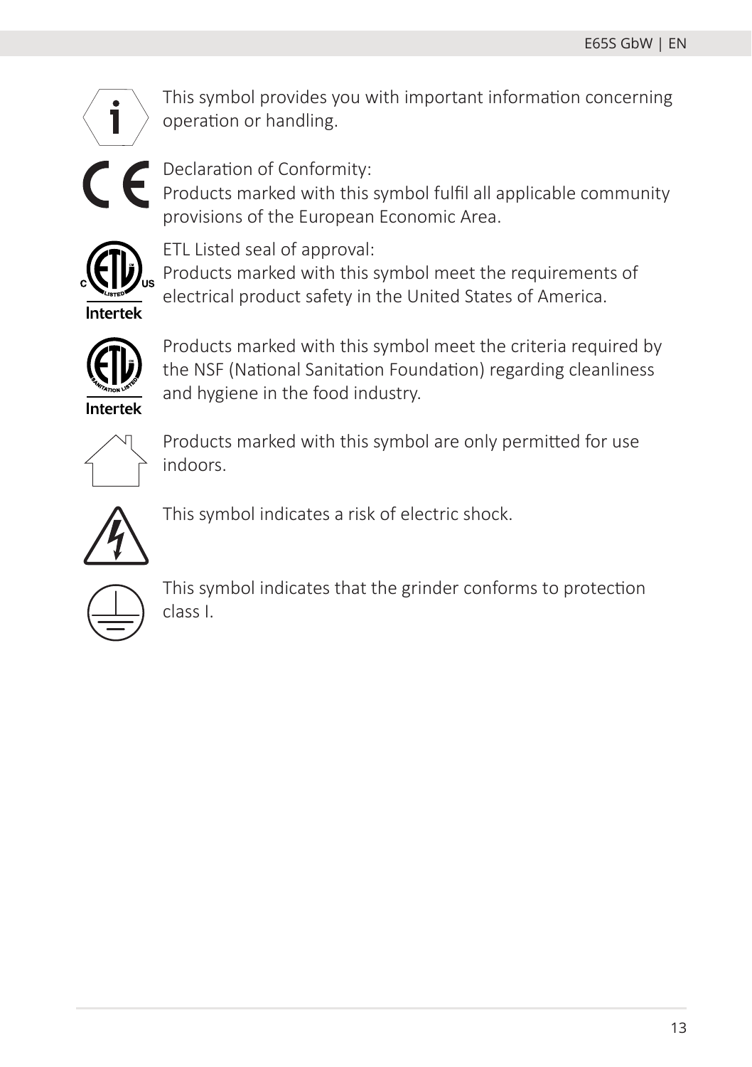This symbol provides you with important information concerning operation or handling.

Declaration of Conformity:
Products marked with this symbol fulfil all applicable community provisions of the European Economic Area.

ETL Listed seal of approval:
Products marked with this symbol meet the requirements of electrical product safety in the United States of America.

Products marked with this symbol meet the criteria required by the NSF (National Sanitation Foundation) regarding cleanliness and hygiene in the food industry.

Products marked with this symbol are only permitted for use indoors.

This symbol indicates a risk of electric shock.

This symbol indicates that the grinder conforms to protection class I.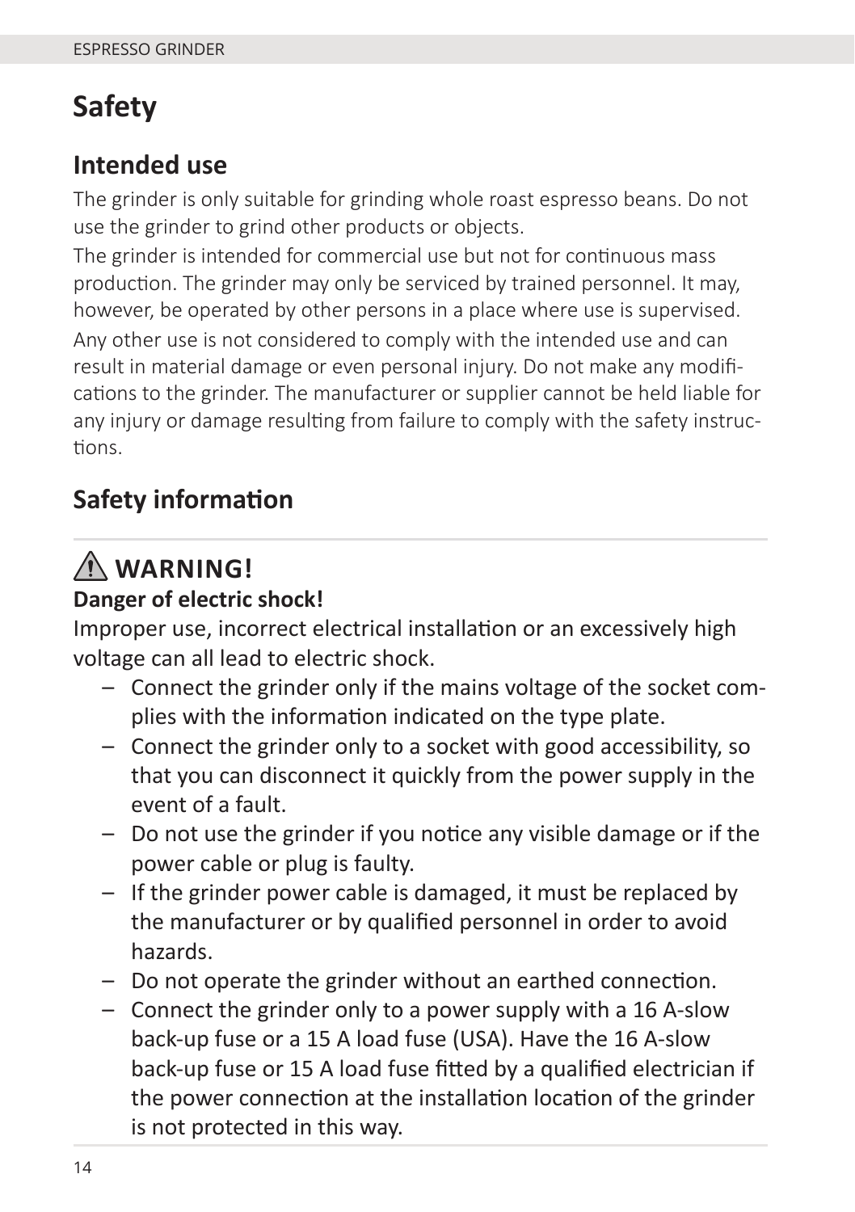# Safety

## Intended use

The grinder is only suitable for grinding whole roast espresso beans. Do not use the grinder to grind other products or objects.

The grinder is intended for commercial use but not for continuous mass production. The grinder may only be serviced by trained personnel. It may, however, be operated by other persons in a place where use is supervised.

Any other use is not considered to comply with the intended use and can result in material damage or even personal injury. Do not make any modifications to the grinder. The manufacturer or supplier cannot be held liable for any injury or damage resulting from failure to comply with the safety instructions.

## Safety information

### ⚠ WARNING!

**Danger of electric shock!**

Improper use, incorrect electrical installation or an excessively high voltage can all lead to electric shock.

- Connect the grinder only if the mains voltage of the socket complies with the information indicated on the type plate.
- Connect the grinder only to a socket with good accessibility, so that you can disconnect it quickly from the power supply in the event of a fault.
- Do not use the grinder if you notice any visible damage or if the power cable or plug is faulty.
- If the grinder power cable is damaged, it must be replaced by the manufacturer or by qualified personnel in order to avoid hazards.
- Do not operate the grinder without an earthed connection.
- Connect the grinder only to a power supply with a 16 A-slow back-up fuse or a 15 A load fuse (USA). Have the 16 A-slow back-up fuse or 15 A load fuse fitted by a qualified electrician if the power connection at the installation location of the grinder is not protected in this way.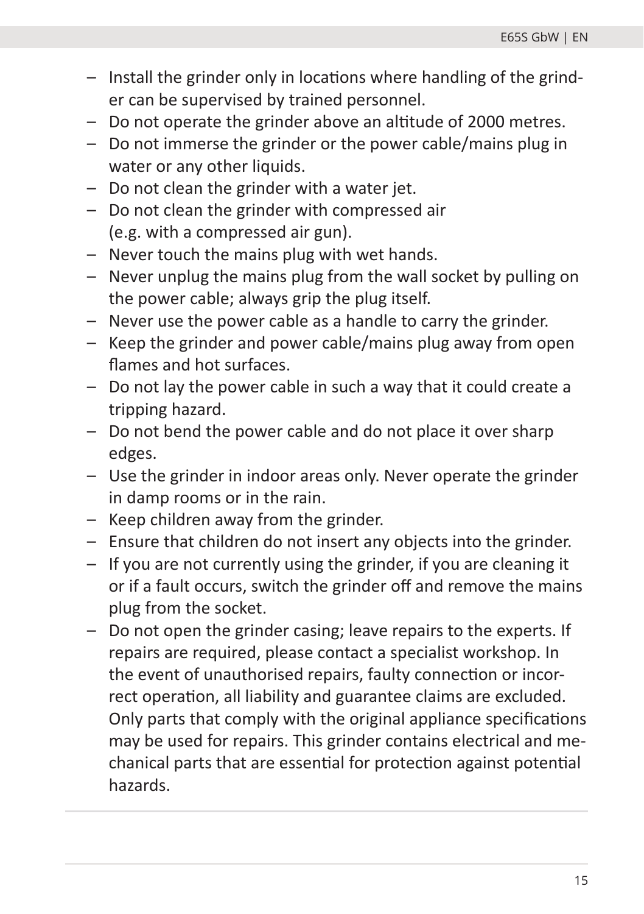- Install the grinder only in locations where handling of the grinder can be supervised by trained personnel.
- Do not operate the grinder above an altitude of 2000 metres.
- Do not immerse the grinder or the power cable/mains plug in water or any other liquids.
- Do not clean the grinder with a water jet.
- Do not clean the grinder with compressed air (e.g. with a compressed air gun).
- Never touch the mains plug with wet hands.
- Never unplug the mains plug from the wall socket by pulling on the power cable; always grip the plug itself.
- Never use the power cable as a handle to carry the grinder.
- Keep the grinder and power cable/mains plug away from open flames and hot surfaces.
- Do not lay the power cable in such a way that it could create a tripping hazard.
- Do not bend the power cable and do not place it over sharp edges.
- Use the grinder in indoor areas only. Never operate the grinder in damp rooms or in the rain.
- Keep children away from the grinder.
- Ensure that children do not insert any objects into the grinder.
- If you are not currently using the grinder, if you are cleaning it or if a fault occurs, switch the grinder off and remove the mains plug from the socket.
- Do not open the grinder casing; leave repairs to the experts. If repairs are required, please contact a specialist workshop. In the event of unauthorised repairs, faulty connection or incorrect operation, all liability and guarantee claims are excluded. Only parts that comply with the original appliance specifications may be used for repairs. This grinder contains electrical and mechanical parts that are essential for protection against potential hazards.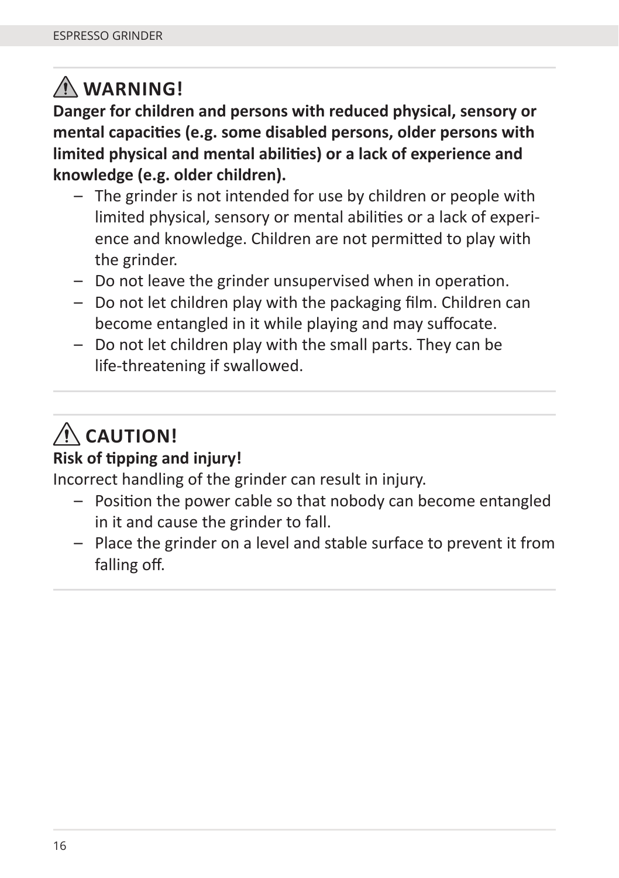## ⚠ WARNING!

**Danger for children and persons with reduced physical, sensory or mental capacities (e.g. some disabled persons, older persons with limited physical and mental abilities) or a lack of experience and knowledge (e.g. older children).**

- The grinder is not intended for use by children or people with limited physical, sensory or mental abilities or a lack of experience and knowledge. Children are not permitted to play with the grinder.
- Do not leave the grinder unsupervised when in operation.
- Do not let children play with the packaging film. Children can become entangled in it while playing and may suffocate.
- Do not let children play with the small parts. They can be life-threatening if swallowed.

## ⚠ CAUTION!

**Risk of tipping and injury!**

Incorrect handling of the grinder can result in injury.

- Position the power cable so that nobody can become entangled in it and cause the grinder to fall.
- Place the grinder on a level and stable surface to prevent it from falling off.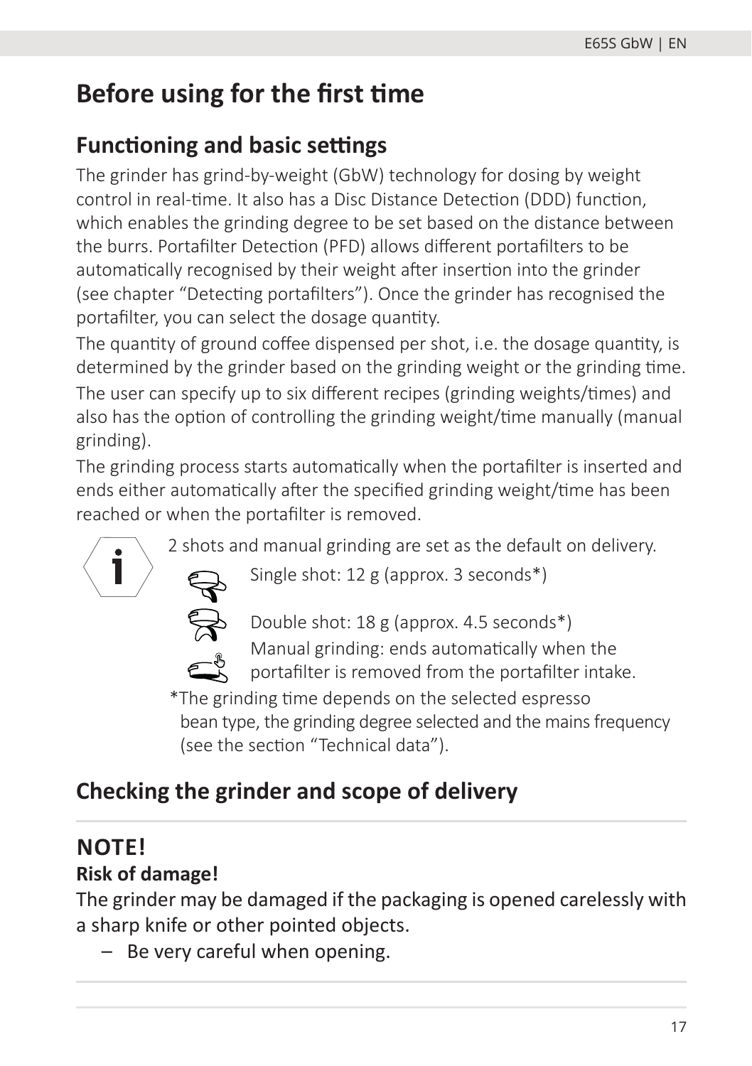# Before using for the first time

## Functioning and basic settings

The grinder has grind-by-weight (GbW) technology for dosing by weight control in real-time. It also has a Disc Distance Detection (DDD) function, which enables the grinding degree to be set based on the distance between the burrs. Portafilter Detection (PFD) allows different portafilters to be automatically recognised by their weight after insertion into the grinder (see chapter "Detecting portafilters"). Once the grinder has recognised the portafilter, you can select the dosage quantity.

The quantity of ground coffee dispensed per shot, i.e. the dosage quantity, is determined by the grinder based on the grinding weight or the grinding time.

The user can specify up to six different recipes (grinding weights/times) and also has the option of controlling the grinding weight/time manually (manual grinding).

The grinding process starts automatically when the portafilter is inserted and ends either automatically after the specified grinding weight/time has been reached or when the portafilter is removed.

2 shots and manual grinding are set as the default on delivery.

- Single shot: 12 g (approx. 3 seconds*)
- Double shot: 18 g (approx. 4.5 seconds*)
- Manual grinding: ends automatically when the portafilter is removed from the portafilter intake.

*The grinding time depends on the selected espresso bean type, the grinding degree selected and the mains frequency (see the section "Technical data").

## Checking the grinder and scope of delivery

**NOTE!**

**Risk of damage!**

The grinder may be damaged if the packaging is opened carelessly with a sharp knife or other pointed objects.

– Be very careful when opening.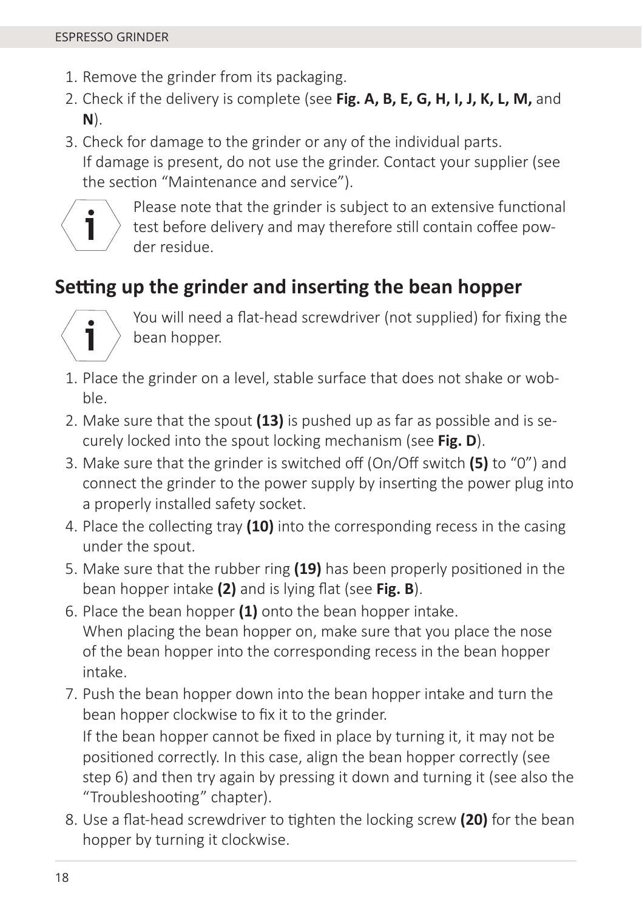1. Remove the grinder from its packaging.
2. Check if the delivery is complete (see **Fig. A, B, E, G, H, I, J, K, L, M,** and **N**).
3. Check for damage to the grinder or any of the individual parts.
   If damage is present, do not use the grinder. Contact your supplier (see the section “Maintenance and service”).

Please note that the grinder is subject to an extensive functional test before delivery and may therefore still contain coffee powder residue.

## Setting up the grinder and inserting the bean hopper

You will need a flat-head screwdriver (not supplied) for fixing the bean hopper.

1. Place the grinder on a level, stable surface that does not shake or wobble.
2. Make sure that the spout **(13)** is pushed up as far as possible and is securely locked into the spout locking mechanism (see **Fig. D**).
3. Make sure that the grinder is switched off (On/Off switch **(5)** to “0”) and connect the grinder to the power supply by inserting the power plug into a properly installed safety socket.
4. Place the collecting tray **(10)** into the corresponding recess in the casing under the spout.
5. Make sure that the rubber ring **(19)** has been properly positioned in the bean hopper intake **(2)** and is lying flat (see **Fig. B**).
6. Place the bean hopper **(1)** onto the bean hopper intake.
   When placing the bean hopper on, make sure that you place the nose of the bean hopper into the corresponding recess in the bean hopper intake.
7. Push the bean hopper down into the bean hopper intake and turn the bean hopper clockwise to fix it to the grinder.
   If the bean hopper cannot be fixed in place by turning it, it may not be positioned correctly. In this case, align the bean hopper correctly (see step 6) and then try again by pressing it down and turning it (see also the “Troubleshooting” chapter).
8. Use a flat-head screwdriver to tighten the locking screw **(20)** for the bean hopper by turning it clockwise.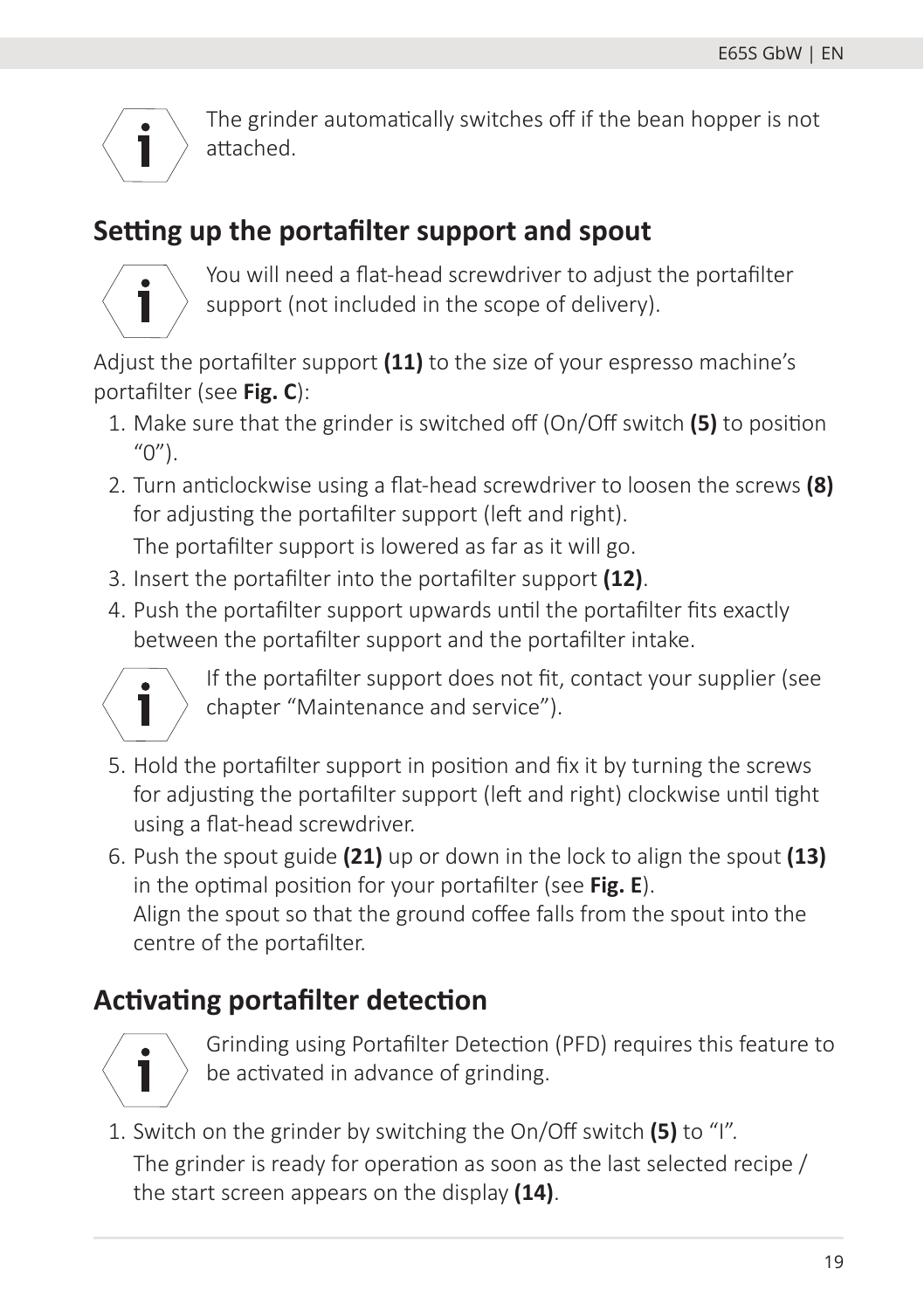The grinder automatically switches off if the bean hopper is not attached.

## Setting up the portafilter support and spout

You will need a flat-head screwdriver to adjust the portafilter support (not included in the scope of delivery).

Adjust the portafilter support **(11)** to the size of your espresso machine's portafilter (see **Fig. C**):

1. Make sure that the grinder is switched off (On/Off switch **(5)** to position "0").
2. Turn anticlockwise using a flat-head screwdriver to loosen the screws **(8)** for adjusting the portafilter support (left and right).
   The portafilter support is lowered as far as it will go.
3. Insert the portafilter into the portafilter support **(12)**.
4. Push the portafilter support upwards until the portafilter fits exactly between the portafilter support and the portafilter intake.

   If the portafilter support does not fit, contact your supplier (see chapter "Maintenance and service").

5. Hold the portafilter support in position and fix it by turning the screws for adjusting the portafilter support (left and right) clockwise until tight using a flat-head screwdriver.
6. Push the spout guide **(21)** up or down in the lock to align the spout **(13)** in the optimal position for your portafilter (see **Fig. E**).
   Align the spout so that the ground coffee falls from the spout into the centre of the portafilter.

## Activating portafilter detection

Grinding using Portafilter Detection (PFD) requires this feature to be activated in advance of grinding.

1. Switch on the grinder by switching the On/Off switch **(5)** to "I".
   The grinder is ready for operation as soon as the last selected recipe / the start screen appears on the display **(14)**.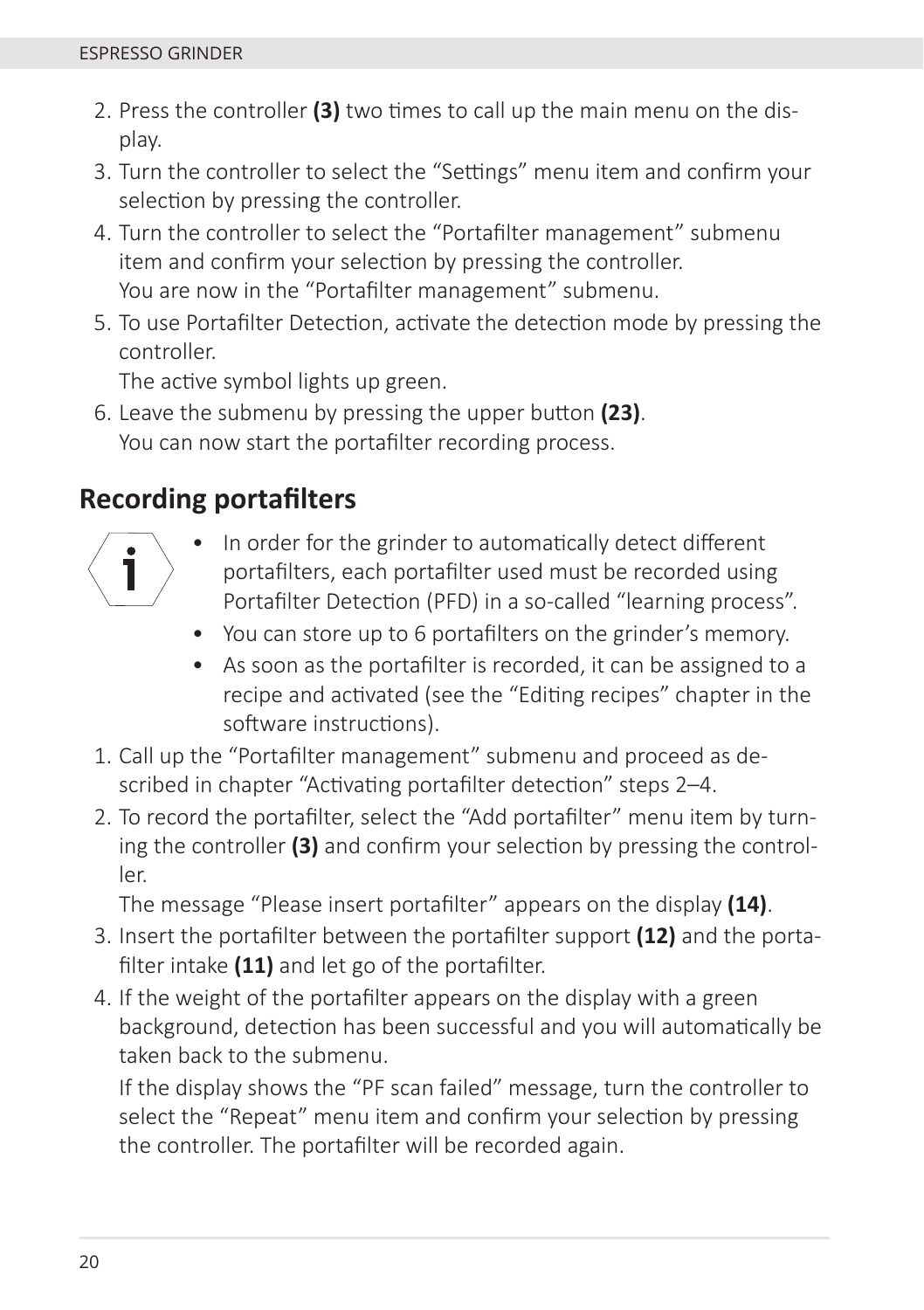2. Press the controller **(3)** two times to call up the main menu on the display.
3. Turn the controller to select the “Settings” menu item and confirm your selection by pressing the controller.
4. Turn the controller to select the “Portafilter management” submenu item and confirm your selection by pressing the controller.
   You are now in the “Portafilter management” submenu.
5. To use Portafilter Detection, activate the detection mode by pressing the controller.
   The active symbol lights up green.
6. Leave the submenu by pressing the upper button **(23)**.
   You can now start the portafilter recording process.

## Recording portafilters

- In order for the grinder to automatically detect different portafilters, each portafilter used must be recorded using Portafilter Detection (PFD) in a so-called “learning process”.
- You can store up to 6 portafilters on the grinder’s memory.
- As soon as the portafilter is recorded, it can be assigned to a recipe and activated (see the “Editing recipes” chapter in the software instructions).

1. Call up the “Portafilter management” submenu and proceed as described in chapter “Activating portafilter detection” steps 2–4.
2. To record the portafilter, select the “Add portafilter” menu item by turning the controller **(3)** and confirm your selection by pressing the controller.
   The message “Please insert portafilter” appears on the display **(14)**.
3. Insert the portafilter between the portafilter support **(12)** and the portafilter intake **(11)** and let go of the portafilter.
4. If the weight of the portafilter appears on the display with a green background, detection has been successful and you will automatically be taken back to the submenu.
   If the display shows the “PF scan failed” message, turn the controller to select the “Repeat” menu item and confirm your selection by pressing the controller. The portafilter will be recorded again.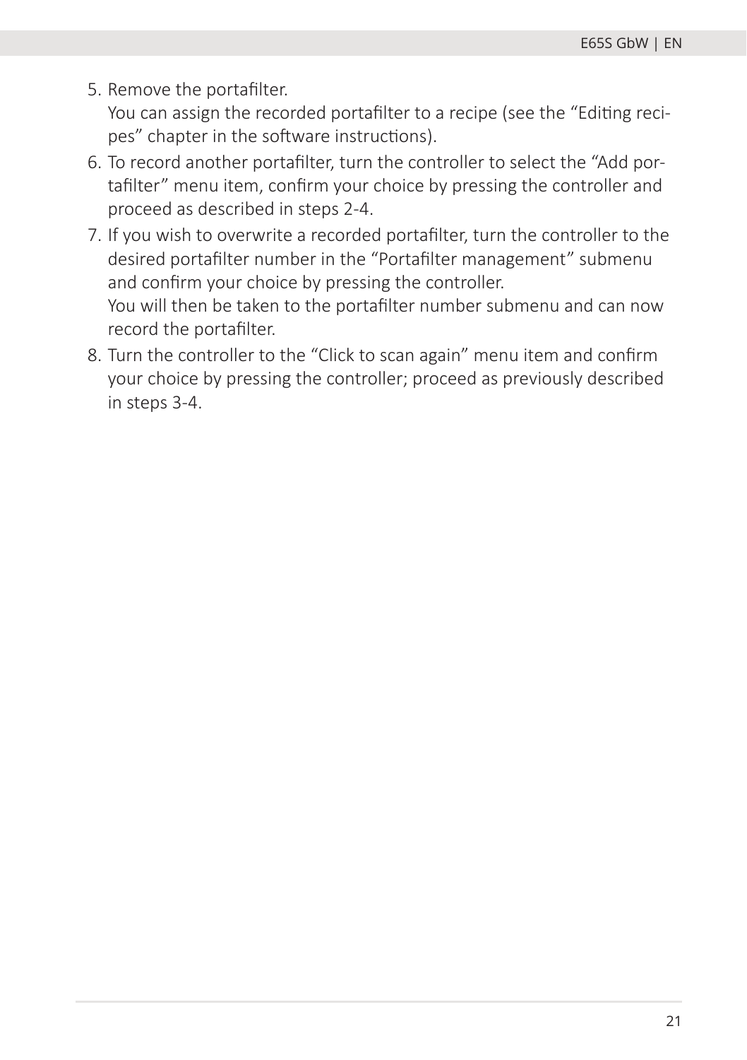5. Remove the portafilter.
   You can assign the recorded portafilter to a recipe (see the “Editing recipes” chapter in the software instructions).
6. To record another portafilter, turn the controller to select the “Add portafilter” menu item, confirm your choice by pressing the controller and proceed as described in steps 2-4.
7. If you wish to overwrite a recorded portafilter, turn the controller to the desired portafilter number in the “Portafilter management” submenu and confirm your choice by pressing the controller.
   You will then be taken to the portafilter number submenu and can now record the portafilter.
8. Turn the controller to the “Click to scan again” menu item and confirm your choice by pressing the controller; proceed as previously described in steps 3-4.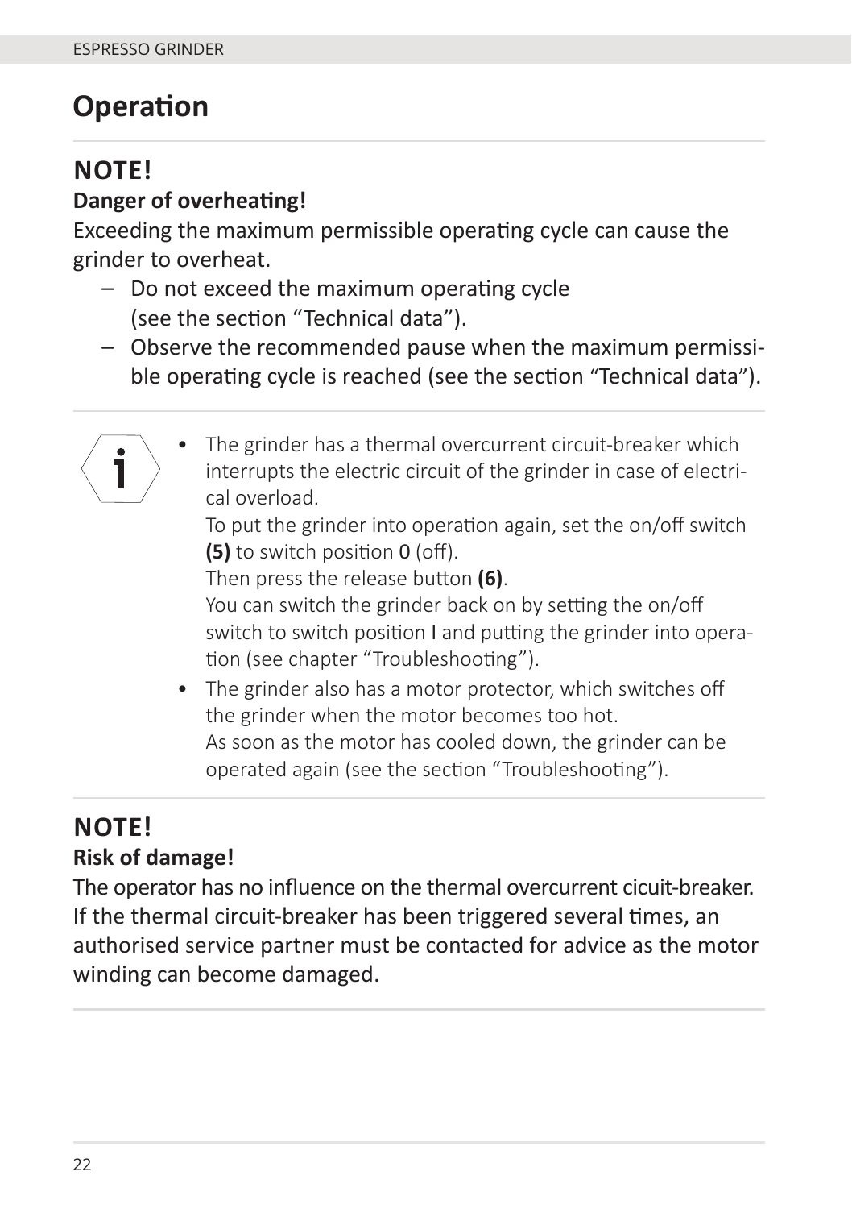# Operation

## NOTE!

**Danger of overheating!**

Exceeding the maximum permissible operating cycle can cause the grinder to overheat.

– Do not exceed the maximum operating cycle (see the section “Technical data”).
– Observe the recommended pause when the maximum permissible operating cycle is reached (see the section “Technical data”).

- The grinder has a thermal overcurrent circuit-breaker which interrupts the electric circuit of the grinder in case of electrical overload.
  To put the grinder into operation again, set the on/off switch **(5)** to switch position 0 (off).
  Then press the release button **(6)**.
  You can switch the grinder back on by setting the on/off switch to switch position I and putting the grinder into operation (see chapter “Troubleshooting”).
- The grinder also has a motor protector, which switches off the grinder when the motor becomes too hot.
  As soon as the motor has cooled down, the grinder can be operated again (see the section “Troubleshooting”).

## NOTE!

**Risk of damage!**

The operator has no influence on the thermal overcurrent cicuit-breaker. If the thermal circuit-breaker has been triggered several times, an authorised service partner must be contacted for advice as the motor winding can become damaged.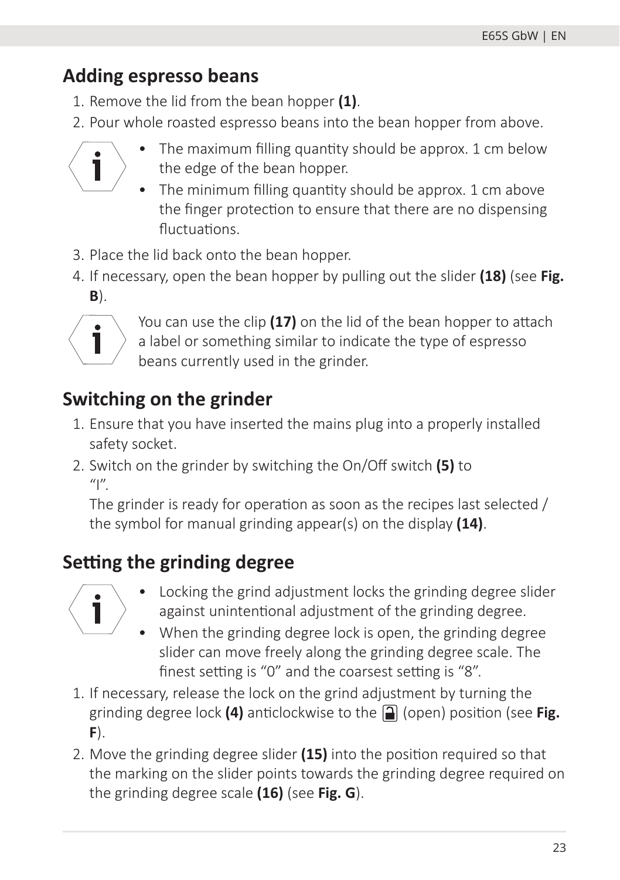## Adding espresso beans

1. Remove the lid from the bean hopper **(1)**.
2. Pour whole roasted espresso beans into the bean hopper from above.

- The maximum filling quantity should be approx. 1 cm below the edge of the bean hopper.
- The minimum filling quantity should be approx. 1 cm above the finger protection to ensure that there are no dispensing fluctuations.

3. Place the lid back onto the bean hopper.
4. If necessary, open the bean hopper by pulling out the slider **(18)** (see **Fig. B**).

You can use the clip **(17)** on the lid of the bean hopper to attach a label or something similar to indicate the type of espresso beans currently used in the grinder.

## Switching on the grinder

1. Ensure that you have inserted the mains plug into a properly installed safety socket.
2. Switch on the grinder by switching the On/Off switch **(5)** to "I".
   The grinder is ready for operation as soon as the recipes last selected / the symbol for manual grinding appear(s) on the display **(14)**.

## Setting the grinding degree

- Locking the grind adjustment locks the grinding degree slider against unintentional adjustment of the grinding degree.
- When the grinding degree lock is open, the grinding degree slider can move freely along the grinding degree scale. The finest setting is "0" and the coarsest setting is "8".

1. If necessary, release the lock on the grind adjustment by turning the grinding degree lock **(4)** anticlockwise to the 🔓 (open) position (see **Fig. F**).
2. Move the grinding degree slider **(15)** into the position required so that the marking on the slider points towards the grinding degree required on the grinding degree scale **(16)** (see **Fig. G**).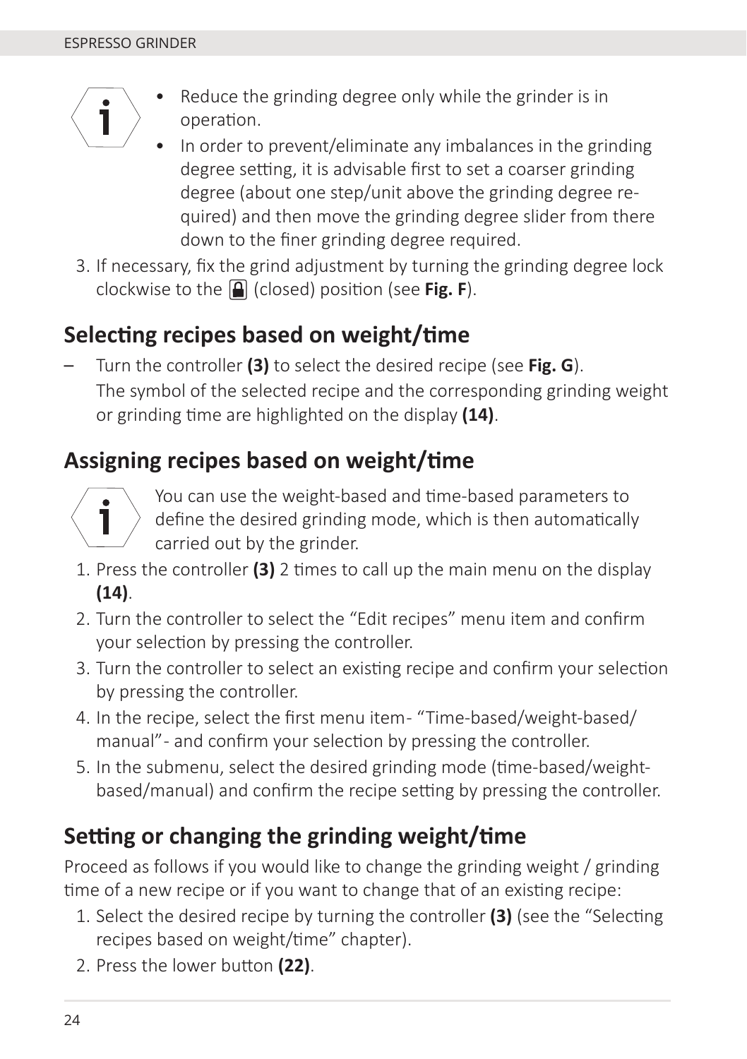- Reduce the grinding degree only while the grinder is in operation.
- In order to prevent/eliminate any imbalances in the grinding degree setting, it is advisable first to set a coarser grinding degree (about one step/unit above the grinding degree required) and then move the grinding degree slider from there down to the finer grinding degree required.

3. If necessary, fix the grind adjustment by turning the grinding degree lock clockwise to the 🔒 (closed) position (see **Fig. F**).

## Selecting recipes based on weight/time

– Turn the controller **(3)** to select the desired recipe (see **Fig. G**). The symbol of the selected recipe and the corresponding grinding weight or grinding time are highlighted on the display **(14)**.

## Assigning recipes based on weight/time

You can use the weight-based and time-based parameters to define the desired grinding mode, which is then automatically carried out by the grinder.

1. Press the controller **(3)** 2 times to call up the main menu on the display **(14)**.
2. Turn the controller to select the “Edit recipes” menu item and confirm your selection by pressing the controller.
3. Turn the controller to select an existing recipe and confirm your selection by pressing the controller.
4. In the recipe, select the first menu item- “Time-based/weight-based/manual”- and confirm your selection by pressing the controller.
5. In the submenu, select the desired grinding mode (time-based/weight-based/manual) and confirm the recipe setting by pressing the controller.

## Setting or changing the grinding weight/time

Proceed as follows if you would like to change the grinding weight / grinding time of a new recipe or if you want to change that of an existing recipe:

1. Select the desired recipe by turning the controller **(3)** (see the “Selecting recipes based on weight/time” chapter).
2. Press the lower button **(22)**.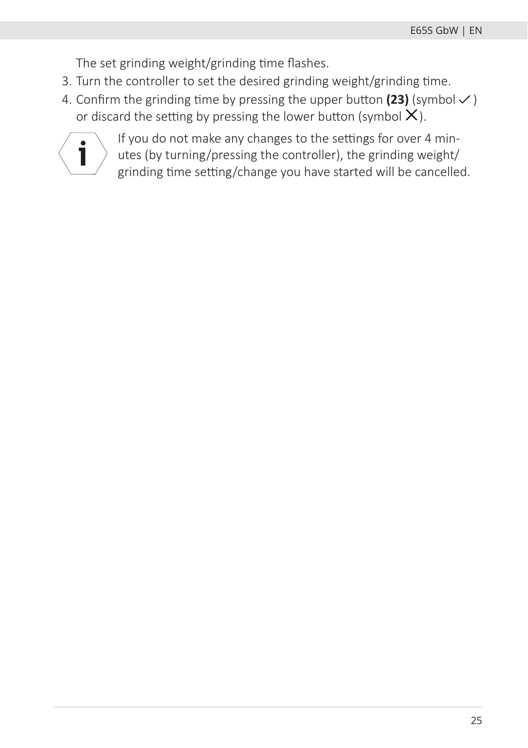The set grinding weight/grinding time flashes.

3. Turn the controller to set the desired grinding weight/grinding time.
4. Confirm the grinding time by pressing the upper button **(23)** (symbol ✓) or discard the setting by pressing the lower button (symbol ✕).

> **i** If you do not make any changes to the settings for over 4 minutes (by turning/pressing the controller), the grinding weight/grinding time setting/change you have started will be cancelled.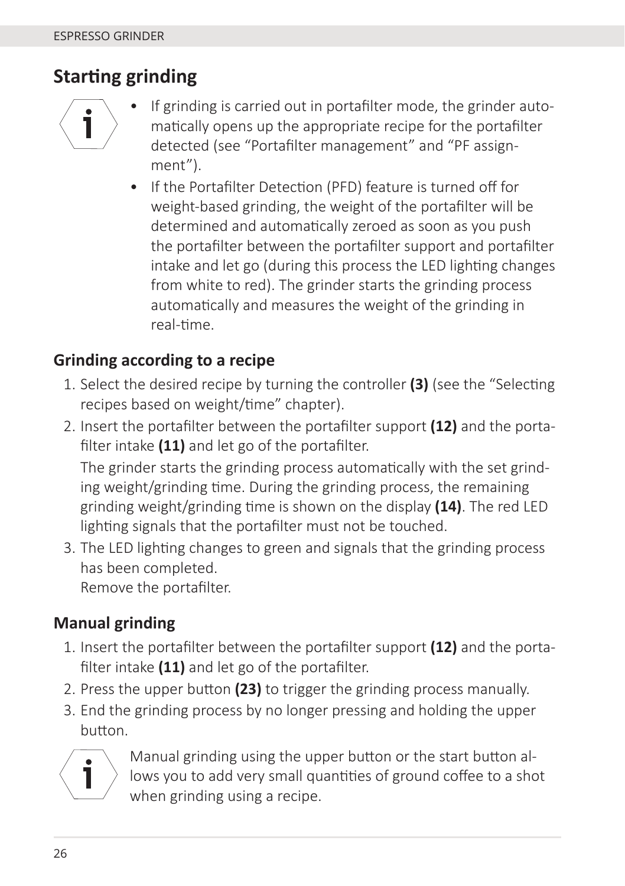## Starting grinding

- If grinding is carried out in portafilter mode, the grinder automatically opens up the appropriate recipe for the portafilter detected (see “Portafilter management” and “PF assignment”).
- If the Portafilter Detection (PFD) feature is turned off for weight-based grinding, the weight of the portafilter will be determined and automatically zeroed as soon as you push the portafilter between the portafilter support and portafilter intake and let go (during this process the LED lighting changes from white to red). The grinder starts the grinding process automatically and measures the weight of the grinding in real-time.

### Grinding according to a recipe

1. Select the desired recipe by turning the controller **(3)** (see the “Selecting recipes based on weight/time” chapter).
2. Insert the portafilter between the portafilter support **(12)** and the portafilter intake **(11)** and let go of the portafilter.
   The grinder starts the grinding process automatically with the set grinding weight/grinding time. During the grinding process, the remaining grinding weight/grinding time is shown on the display **(14)**. The red LED lighting signals that the portafilter must not be touched.
3. The LED lighting changes to green and signals that the grinding process has been completed.
   Remove the portafilter.

### Manual grinding

1. Insert the portafilter between the portafilter support **(12)** and the portafilter intake **(11)** and let go of the portafilter.
2. Press the upper button **(23)** to trigger the grinding process manually.
3. End the grinding process by no longer pressing and holding the upper button.

Manual grinding using the upper button or the start button allows you to add very small quantities of ground coffee to a shot when grinding using a recipe.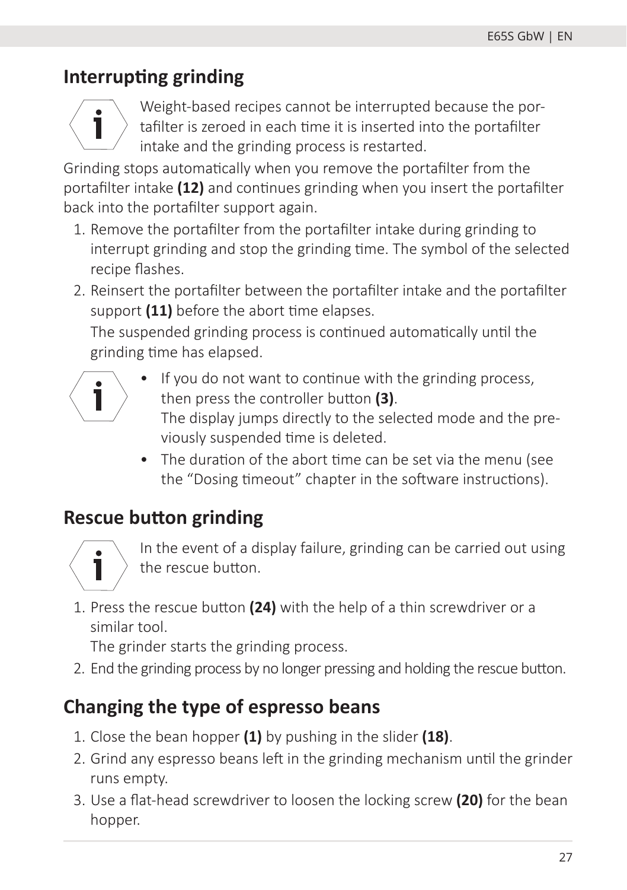## Interrupting grinding

Weight-based recipes cannot be interrupted because the portafilter is zeroed in each time it is inserted into the portafilter intake and the grinding process is restarted.

Grinding stops automatically when you remove the portafilter from the portafilter intake **(12)** and continues grinding when you insert the portafilter back into the portafilter support again.

1. Remove the portafilter from the portafilter intake during grinding to interrupt grinding and stop the grinding time. The symbol of the selected recipe flashes.
2. Reinsert the portafilter between the portafilter intake and the portafilter support **(11)** before the abort time elapses.
   The suspended grinding process is continued automatically until the grinding time has elapsed.

- If you do not want to continue with the grinding process, then press the controller button **(3)**.
  The display jumps directly to the selected mode and the previously suspended time is deleted.
- The duration of the abort time can be set via the menu (see the "Dosing timeout" chapter in the software instructions).

## Rescue button grinding

In the event of a display failure, grinding can be carried out using the rescue button.

1. Press the rescue button **(24)** with the help of a thin screwdriver or a similar tool.
   The grinder starts the grinding process.
2. End the grinding process by no longer pressing and holding the rescue button.

## Changing the type of espresso beans

1. Close the bean hopper **(1)** by pushing in the slider **(18)**.
2. Grind any espresso beans left in the grinding mechanism until the grinder runs empty.
3. Use a flat-head screwdriver to loosen the locking screw **(20)** for the bean hopper.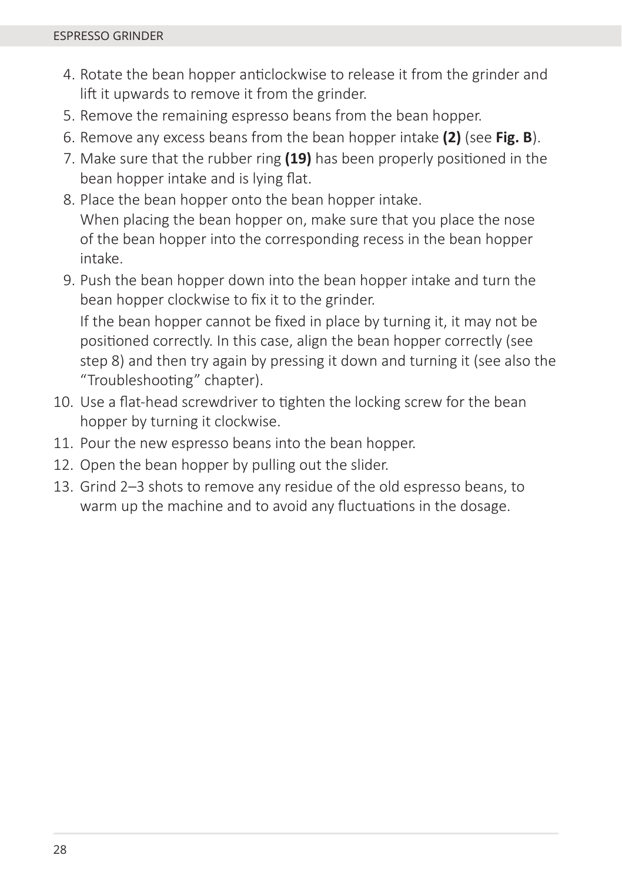4. Rotate the bean hopper anticlockwise to release it from the grinder and lift it upwards to remove it from the grinder.
5. Remove the remaining espresso beans from the bean hopper.
6. Remove any excess beans from the bean hopper intake **(2)** (see **Fig. B**).
7. Make sure that the rubber ring **(19)** has been properly positioned in the bean hopper intake and is lying flat.
8. Place the bean hopper onto the bean hopper intake.
   When placing the bean hopper on, make sure that you place the nose of the bean hopper into the corresponding recess in the bean hopper intake.
9. Push the bean hopper down into the bean hopper intake and turn the bean hopper clockwise to fix it to the grinder.
   If the bean hopper cannot be fixed in place by turning it, it may not be positioned correctly. In this case, align the bean hopper correctly (see step 8) and then try again by pressing it down and turning it (see also the "Troubleshooting" chapter).
10. Use a flat-head screwdriver to tighten the locking screw for the bean hopper by turning it clockwise.
11. Pour the new espresso beans into the bean hopper.
12. Open the bean hopper by pulling out the slider.
13. Grind 2–3 shots to remove any residue of the old espresso beans, to warm up the machine and to avoid any fluctuations in the dosage.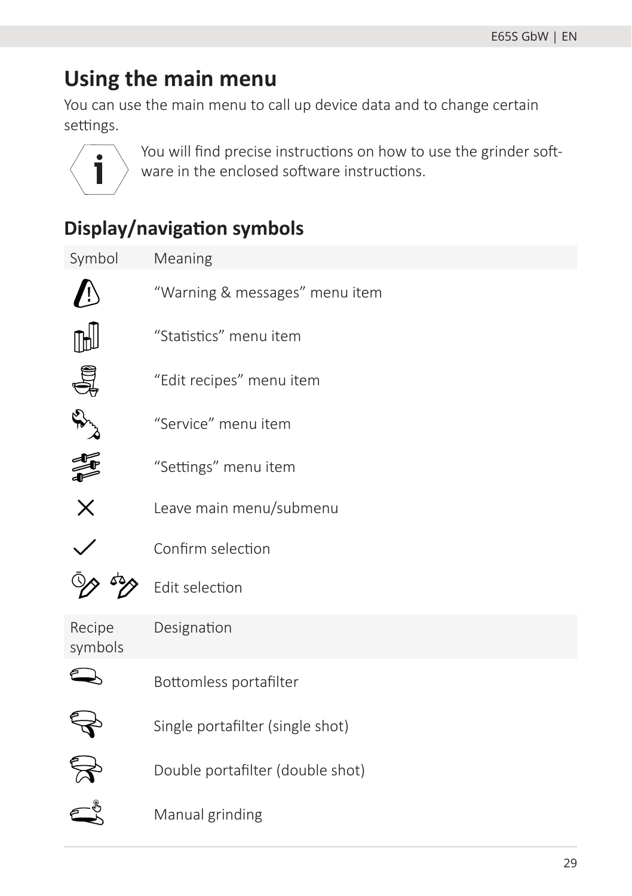# Using the main menu

You can use the main menu to call up device data and to change certain settings.

You will find precise instructions on how to use the grinder software in the enclosed software instructions.

## Display/navigation symbols

| Symbol | Meaning |
|---|---|
| | “Warning & messages” menu item |
| | “Statistics” menu item |
| | “Edit recipes” menu item |
| | “Service” menu item |
| | “Settings” menu item |
| | Leave main menu/submenu |
| | Confirm selection |
| | Edit selection |

| Recipe symbols | Designation |
|---|---|
| | Bottomless portafilter |
| | Single portafilter (single shot) |
| | Double portafilter (double shot) |
| | Manual grinding |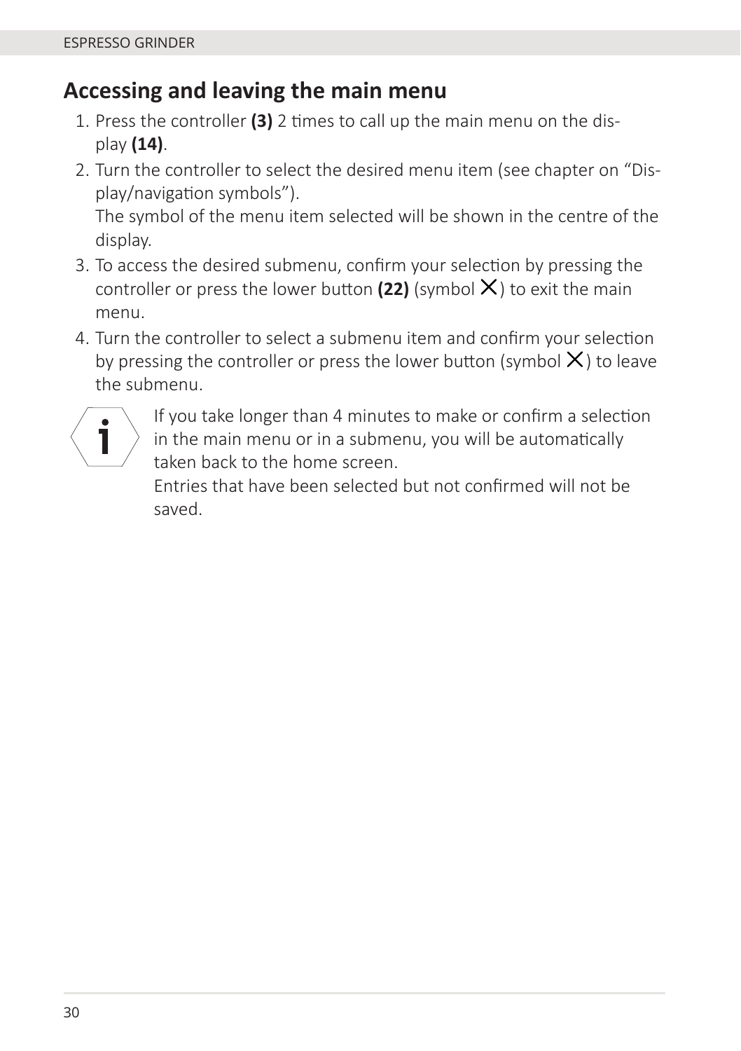## Accessing and leaving the main menu

1. Press the controller **(3)** 2 times to call up the main menu on the display **(14)**.
2. Turn the controller to select the desired menu item (see chapter on "Display/navigation symbols").
   The symbol of the menu item selected will be shown in the centre of the display.
3. To access the desired submenu, confirm your selection by pressing the controller or press the lower button **(22)** (symbol ✕) to exit the main menu.
4. Turn the controller to select a submenu item and confirm your selection by pressing the controller or press the lower button (symbol ✕) to leave the submenu.

> If you take longer than 4 minutes to make or confirm a selection in the main menu or in a submenu, you will be automatically taken back to the home screen.
> Entries that have been selected but not confirmed will not be saved.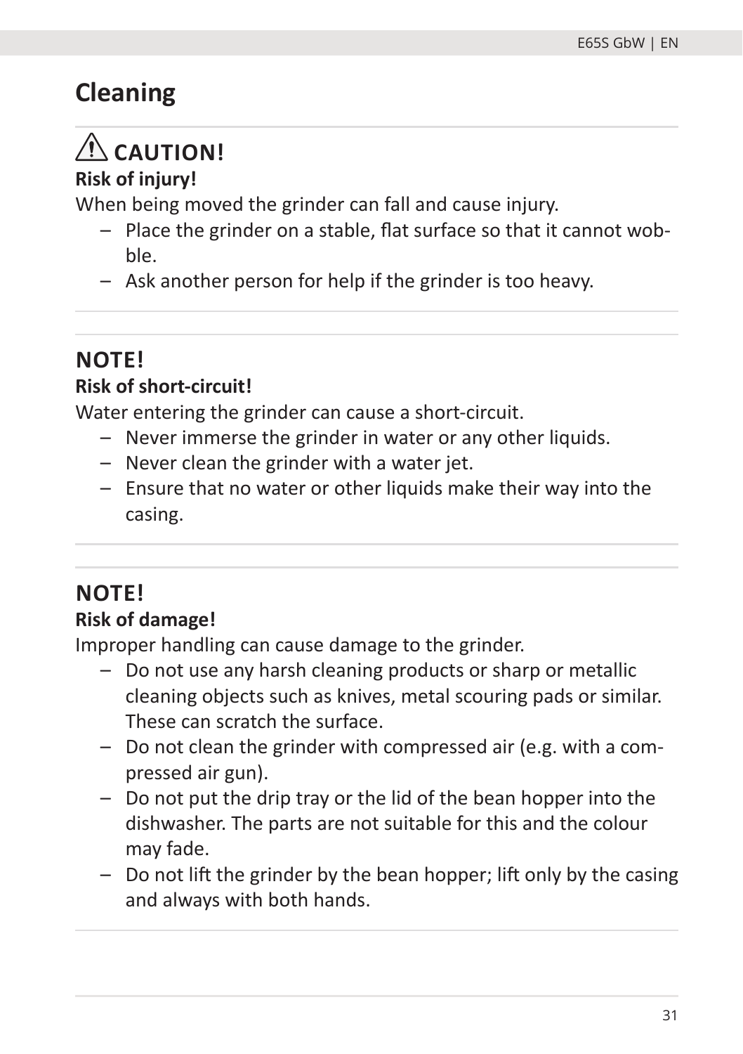# Cleaning

## ⚠ CAUTION!

**Risk of injury!**

When being moved the grinder can fall and cause injury.

- Place the grinder on a stable, flat surface so that it cannot wobble.
- Ask another person for help if the grinder is too heavy.

## NOTE!

**Risk of short-circuit!**

Water entering the grinder can cause a short-circuit.

- Never immerse the grinder in water or any other liquids.
- Never clean the grinder with a water jet.
- Ensure that no water or other liquids make their way into the casing.

## NOTE!

**Risk of damage!**

Improper handling can cause damage to the grinder.

- Do not use any harsh cleaning products or sharp or metallic cleaning objects such as knives, metal scouring pads or similar. These can scratch the surface.
- Do not clean the grinder with compressed air (e.g. with a compressed air gun).
- Do not put the drip tray or the lid of the bean hopper into the dishwasher. The parts are not suitable for this and the colour may fade.
- Do not lift the grinder by the bean hopper; lift only by the casing and always with both hands.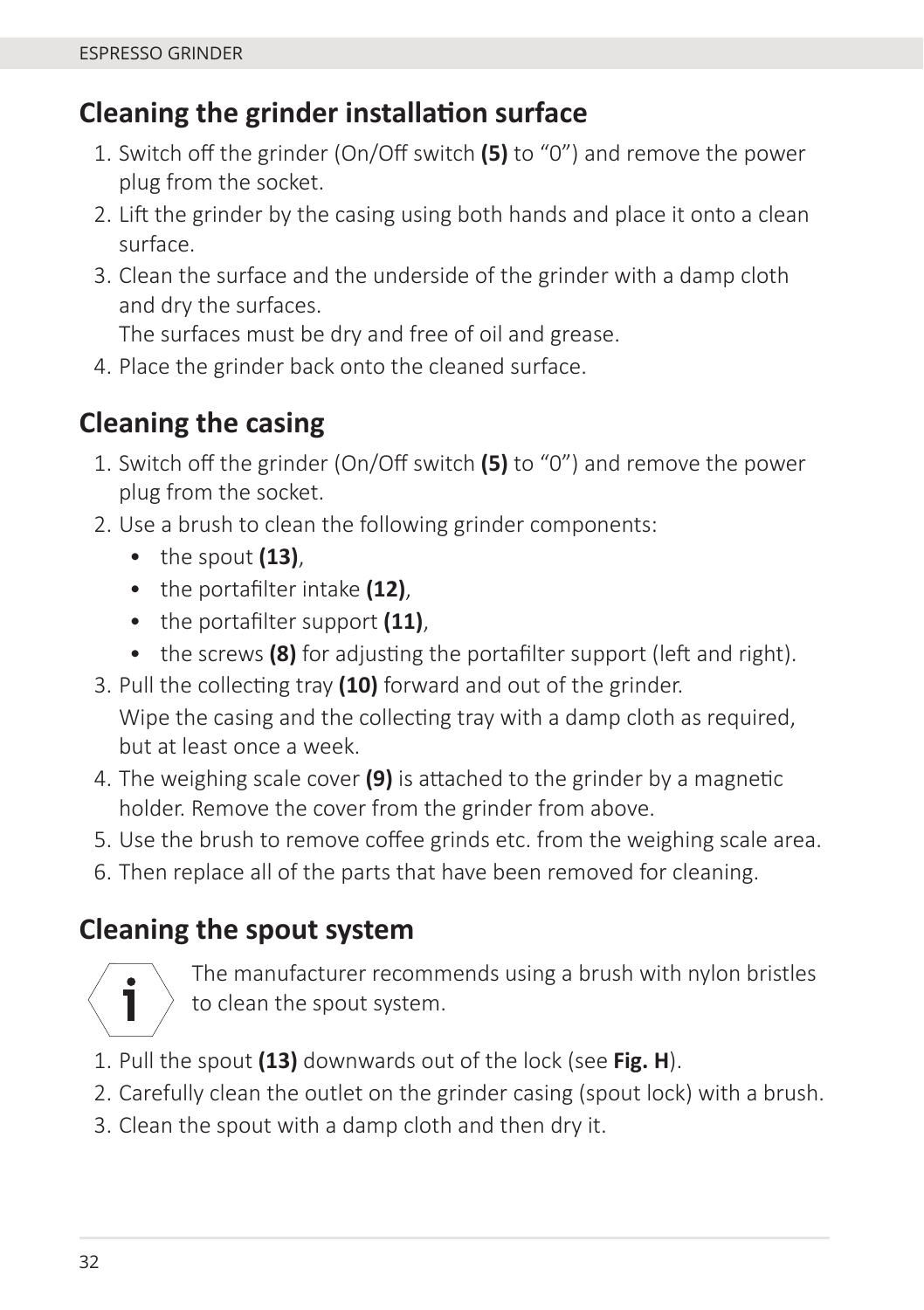## Cleaning the grinder installation surface

1. Switch off the grinder (On/Off switch **(5)** to “0”) and remove the power plug from the socket.
2. Lift the grinder by the casing using both hands and place it onto a clean surface.
3. Clean the surface and the underside of the grinder with a damp cloth and dry the surfaces.
   The surfaces must be dry and free of oil and grease.
4. Place the grinder back onto the cleaned surface.

## Cleaning the casing

1. Switch off the grinder (On/Off switch **(5)** to “0”) and remove the power plug from the socket.
2. Use a brush to clean the following grinder components:
   - the spout **(13)**,
   - the portafilter intake **(12)**,
   - the portafilter support **(11)**,
   - the screws **(8)** for adjusting the portafilter support (left and right).
3. Pull the collecting tray **(10)** forward and out of the grinder.
   Wipe the casing and the collecting tray with a damp cloth as required, but at least once a week.
4. The weighing scale cover **(9)** is attached to the grinder by a magnetic holder. Remove the cover from the grinder from above.
5. Use the brush to remove coffee grinds etc. from the weighing scale area.
6. Then replace all of the parts that have been removed for cleaning.

## Cleaning the spout system

The manufacturer recommends using a brush with nylon bristles to clean the spout system.

1. Pull the spout **(13)** downwards out of the lock (see **Fig. H**).
2. Carefully clean the outlet on the grinder casing (spout lock) with a brush.
3. Clean the spout with a damp cloth and then dry it.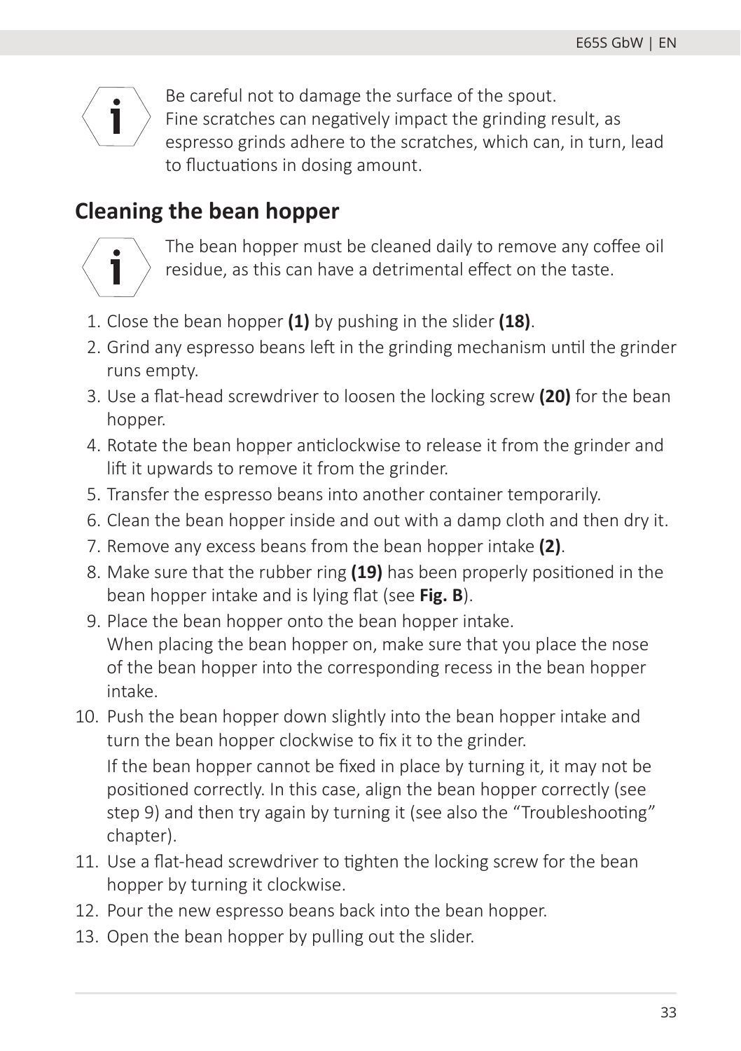Be careful not to damage the surface of the spout.
Fine scratches can negatively impact the grinding result, as espresso grinds adhere to the scratches, which can, in turn, lead to fluctuations in dosing amount.

## Cleaning the bean hopper

The bean hopper must be cleaned daily to remove any coffee oil residue, as this can have a detrimental effect on the taste.

1. Close the bean hopper **(1)** by pushing in the slider **(18)**.
2. Grind any espresso beans left in the grinding mechanism until the grinder runs empty.
3. Use a flat-head screwdriver to loosen the locking screw **(20)** for the bean hopper.
4. Rotate the bean hopper anticlockwise to release it from the grinder and lift it upwards to remove it from the grinder.
5. Transfer the espresso beans into another container temporarily.
6. Clean the bean hopper inside and out with a damp cloth and then dry it.
7. Remove any excess beans from the bean hopper intake **(2)**.
8. Make sure that the rubber ring **(19)** has been properly positioned in the bean hopper intake and is lying flat (see **Fig. B**).
9. Place the bean hopper onto the bean hopper intake.
   When placing the bean hopper on, make sure that you place the nose of the bean hopper into the corresponding recess in the bean hopper intake.
10. Push the bean hopper down slightly into the bean hopper intake and turn the bean hopper clockwise to fix it to the grinder.

    If the bean hopper cannot be fixed in place by turning it, it may not be positioned correctly. In this case, align the bean hopper correctly (see step 9) and then try again by turning it (see also the "Troubleshooting" chapter).
11. Use a flat-head screwdriver to tighten the locking screw for the bean hopper by turning it clockwise.
12. Pour the new espresso beans back into the bean hopper.
13. Open the bean hopper by pulling out the slider.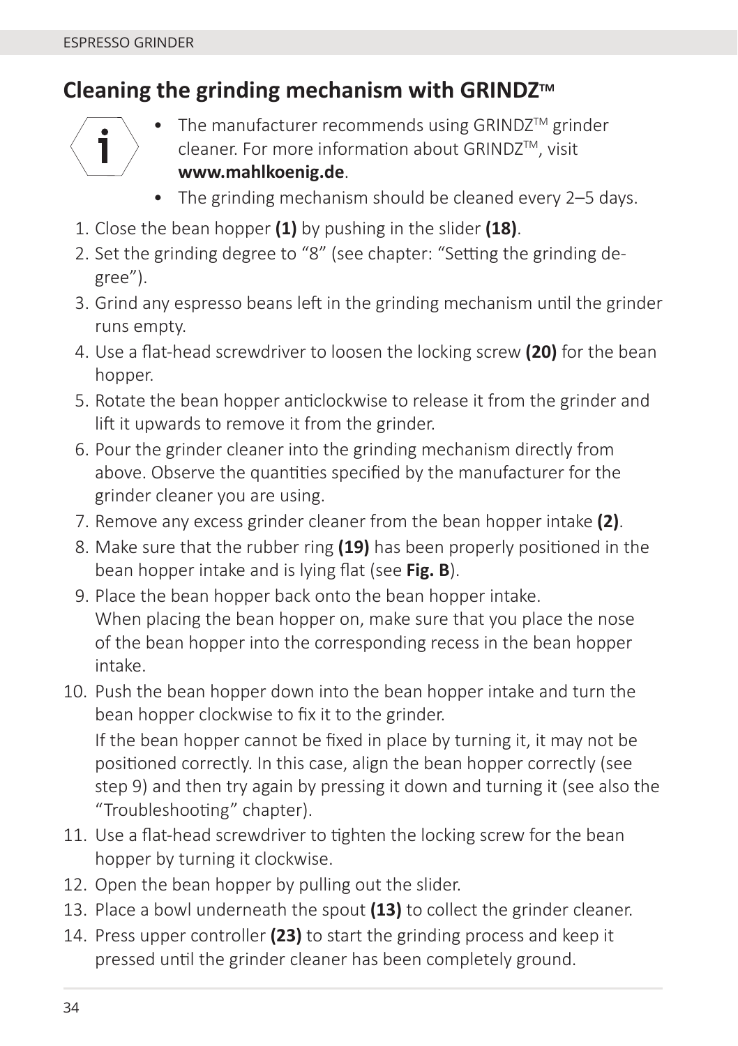## Cleaning the grinding mechanism with GRINDZ™

- The manufacturer recommends using GRINDZ™ grinder cleaner. For more information about GRINDZ™, visit **www.mahlkoenig.de**.
- The grinding mechanism should be cleaned every 2–5 days.

1. Close the bean hopper **(1)** by pushing in the slider **(18)**.
2. Set the grinding degree to "8" (see chapter: "Setting the grinding degree").
3. Grind any espresso beans left in the grinding mechanism until the grinder runs empty.
4. Use a flat-head screwdriver to loosen the locking screw **(20)** for the bean hopper.
5. Rotate the bean hopper anticlockwise to release it from the grinder and lift it upwards to remove it from the grinder.
6. Pour the grinder cleaner into the grinding mechanism directly from above. Observe the quantities specified by the manufacturer for the grinder cleaner you are using.
7. Remove any excess grinder cleaner from the bean hopper intake **(2)**.
8. Make sure that the rubber ring **(19)** has been properly positioned in the bean hopper intake and is lying flat (see **Fig. B**).
9. Place the bean hopper back onto the bean hopper intake.
   When placing the bean hopper on, make sure that you place the nose of the bean hopper into the corresponding recess in the bean hopper intake.
10. Push the bean hopper down into the bean hopper intake and turn the bean hopper clockwise to fix it to the grinder.

    If the bean hopper cannot be fixed in place by turning it, it may not be positioned correctly. In this case, align the bean hopper correctly (see step 9) and then try again by pressing it down and turning it (see also the "Troubleshooting" chapter).
11. Use a flat-head screwdriver to tighten the locking screw for the bean hopper by turning it clockwise.
12. Open the bean hopper by pulling out the slider.
13. Place a bowl underneath the spout **(13)** to collect the grinder cleaner.
14. Press upper controller **(23)** to start the grinding process and keep it pressed until the grinder cleaner has been completely ground.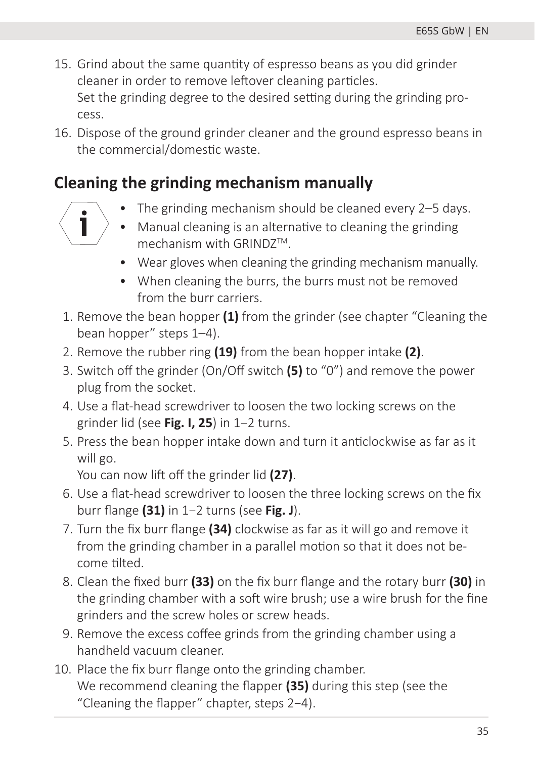15. Grind about the same quantity of espresso beans as you did grinder cleaner in order to remove leftover cleaning particles.
    Set the grinding degree to the desired setting during the grinding process.
16. Dispose of the ground grinder cleaner and the ground espresso beans in the commercial/domestic waste.

## Cleaning the grinding mechanism manually

- The grinding mechanism should be cleaned every 2–5 days.
- Manual cleaning is an alternative to cleaning the grinding mechanism with GRINDZ™.
- Wear gloves when cleaning the grinding mechanism manually.
- When cleaning the burrs, the burrs must not be removed from the burr carriers.

1. Remove the bean hopper **(1)** from the grinder (see chapter "Cleaning the bean hopper" steps 1–4).
2. Remove the rubber ring **(19)** from the bean hopper intake **(2)**.
3. Switch off the grinder (On/Off switch **(5)** to "0") and remove the power plug from the socket.
4. Use a flat-head screwdriver to loosen the two locking screws on the grinder lid (see **Fig. I, 25**) in 1−2 turns.
5. Press the bean hopper intake down and turn it anticlockwise as far as it will go.
   You can now lift off the grinder lid **(27)**.
6. Use a flat-head screwdriver to loosen the three locking screws on the fix burr flange **(31)** in 1−2 turns (see **Fig. J**).
7. Turn the fix burr flange **(34)** clockwise as far as it will go and remove it from the grinding chamber in a parallel motion so that it does not become tilted.
8. Clean the fixed burr **(33)** on the fix burr flange and the rotary burr **(30)** in the grinding chamber with a soft wire brush; use a wire brush for the fine grinders and the screw holes or screw heads.
9. Remove the excess coffee grinds from the grinding chamber using a handheld vacuum cleaner.
10. Place the fix burr flange onto the grinding chamber.
    We recommend cleaning the flapper **(35)** during this step (see the "Cleaning the flapper" chapter, steps 2−4).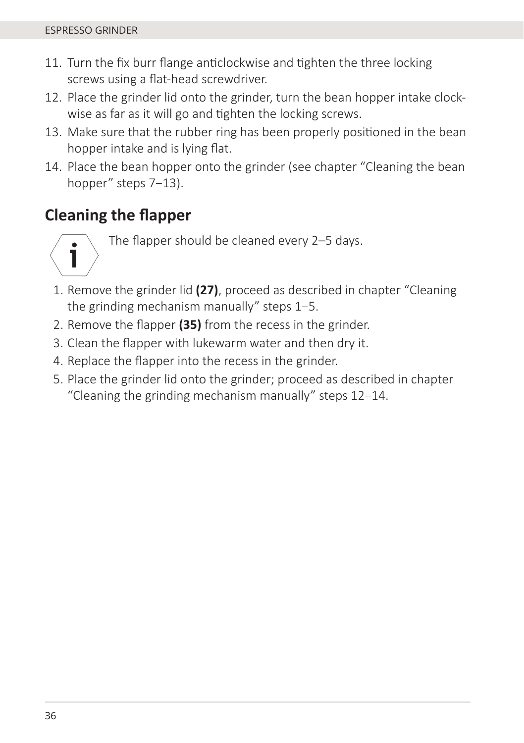11. Turn the fix burr flange anticlockwise and tighten the three locking screws using a flat-head screwdriver.
12. Place the grinder lid onto the grinder, turn the bean hopper intake clockwise as far as it will go and tighten the locking screws.
13. Make sure that the rubber ring has been properly positioned in the bean hopper intake and is lying flat.
14. Place the bean hopper onto the grinder (see chapter “Cleaning the bean hopper” steps 7–13).

## Cleaning the flapper

The flapper should be cleaned every 2–5 days.

1. Remove the grinder lid **(27)**, proceed as described in chapter “Cleaning the grinding mechanism manually” steps 1–5.
2. Remove the flapper **(35)** from the recess in the grinder.
3. Clean the flapper with lukewarm water and then dry it.
4. Replace the flapper into the recess in the grinder.
5. Place the grinder lid onto the grinder; proceed as described in chapter “Cleaning the grinding mechanism manually” steps 12–14.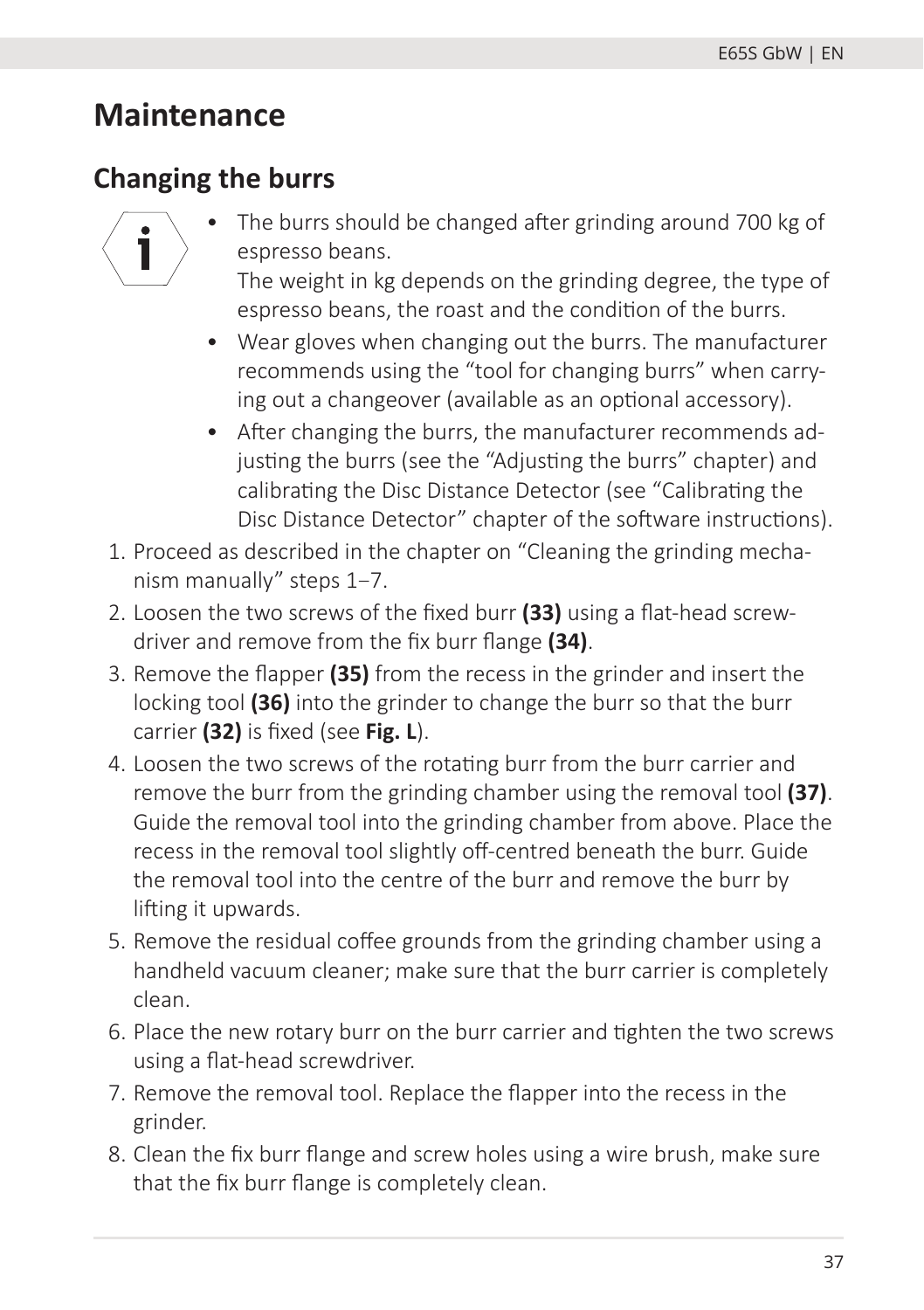# Maintenance

## Changing the burrs

- The burrs should be changed after grinding around 700 kg of espresso beans.
  The weight in kg depends on the grinding degree, the type of espresso beans, the roast and the condition of the burrs.
- Wear gloves when changing out the burrs. The manufacturer recommends using the “tool for changing burrs” when carrying out a changeover (available as an optional accessory).
- After changing the burrs, the manufacturer recommends adjusting the burrs (see the “Adjusting the burrs” chapter) and calibrating the Disc Distance Detector (see “Calibrating the Disc Distance Detector” chapter of the software instructions).

1. Proceed as described in the chapter on “Cleaning the grinding mechanism manually” steps 1–7.
2. Loosen the two screws of the fixed burr **(33)** using a flat-head screwdriver and remove from the fix burr flange **(34)**.
3. Remove the flapper **(35)** from the recess in the grinder and insert the locking tool **(36)** into the grinder to change the burr so that the burr carrier **(32)** is fixed (see **Fig. L**).
4. Loosen the two screws of the rotating burr from the burr carrier and remove the burr from the grinding chamber using the removal tool **(37)**. Guide the removal tool into the grinding chamber from above. Place the recess in the removal tool slightly off-centred beneath the burr. Guide the removal tool into the centre of the burr and remove the burr by lifting it upwards.
5. Remove the residual coffee grounds from the grinding chamber using a handheld vacuum cleaner; make sure that the burr carrier is completely clean.
6. Place the new rotary burr on the burr carrier and tighten the two screws using a flat-head screwdriver.
7. Remove the removal tool. Replace the flapper into the recess in the grinder.
8. Clean the fix burr flange and screw holes using a wire brush, make sure that the fix burr flange is completely clean.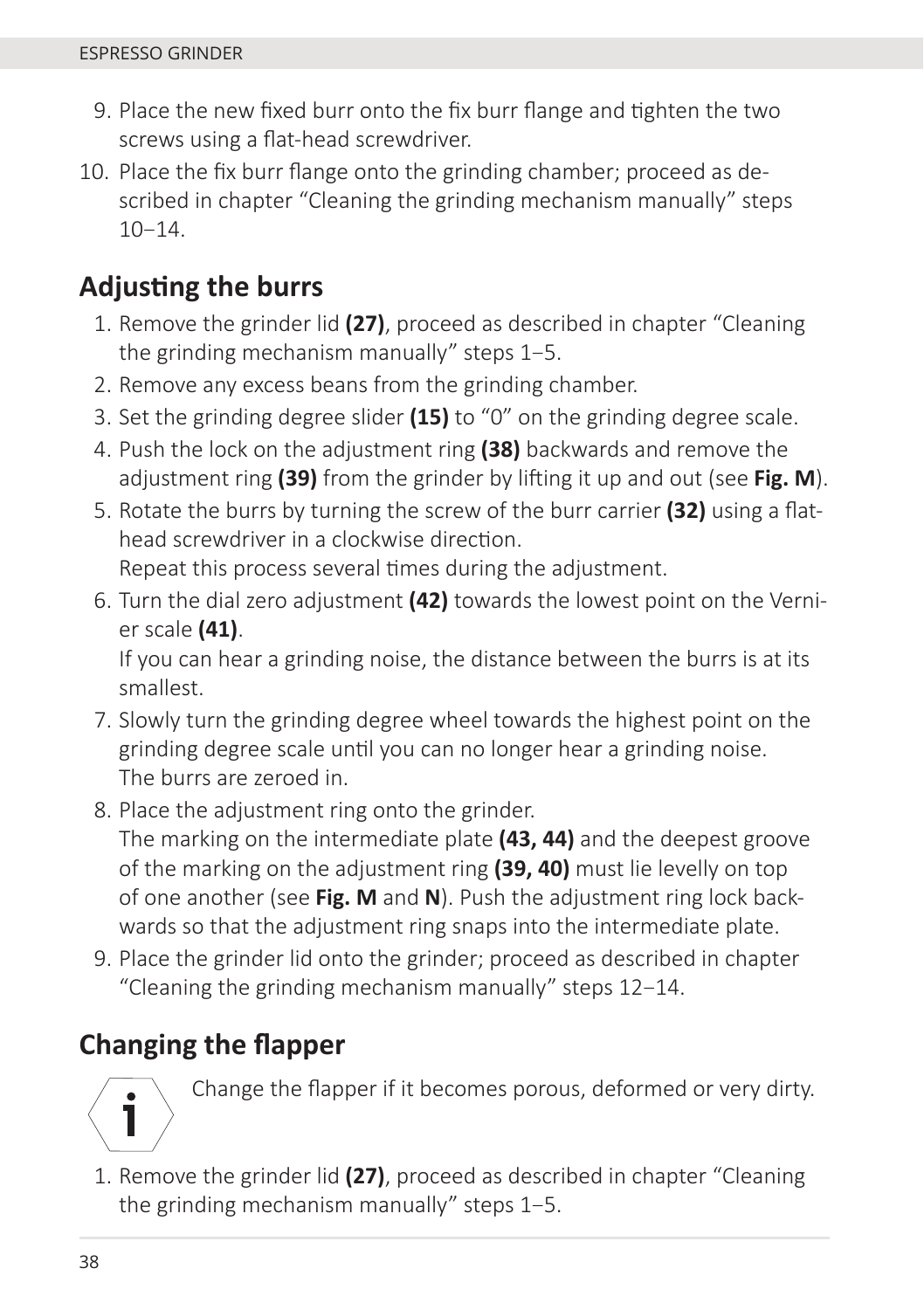9. Place the new fixed burr onto the fix burr flange and tighten the two screws using a flat-head screwdriver.
10. Place the fix burr flange onto the grinding chamber; proceed as described in chapter "Cleaning the grinding mechanism manually" steps 10–14.

## Adjusting the burrs

1. Remove the grinder lid **(27)**, proceed as described in chapter "Cleaning the grinding mechanism manually" steps 1–5.
2. Remove any excess beans from the grinding chamber.
3. Set the grinding degree slider **(15)** to "0" on the grinding degree scale.
4. Push the lock on the adjustment ring **(38)** backwards and remove the adjustment ring **(39)** from the grinder by lifting it up and out (see **Fig. M**).
5. Rotate the burrs by turning the screw of the burr carrier **(32)** using a flat-head screwdriver in a clockwise direction.
   Repeat this process several times during the adjustment.
6. Turn the dial zero adjustment **(42)** towards the lowest point on the Vernier scale **(41)**.
   If you can hear a grinding noise, the distance between the burrs is at its smallest.
7. Slowly turn the grinding degree wheel towards the highest point on the grinding degree scale until you can no longer hear a grinding noise.
   The burrs are zeroed in.
8. Place the adjustment ring onto the grinder.
   The marking on the intermediate plate **(43, 44)** and the deepest groove of the marking on the adjustment ring **(39, 40)** must lie levelly on top of one another (see **Fig. M** and **N**). Push the adjustment ring lock backwards so that the adjustment ring snaps into the intermediate plate.
9. Place the grinder lid onto the grinder; proceed as described in chapter "Cleaning the grinding mechanism manually" steps 12–14.

## Changing the flapper

Change the flapper if it becomes porous, deformed or very dirty.

1. Remove the grinder lid **(27)**, proceed as described in chapter "Cleaning the grinding mechanism manually" steps 1–5.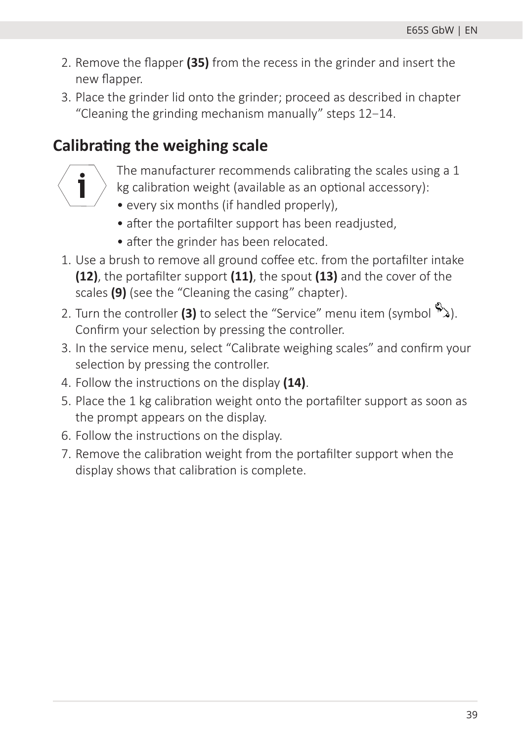2. Remove the flapper **(35)** from the recess in the grinder and insert the new flapper.
3. Place the grinder lid onto the grinder; proceed as described in chapter “Cleaning the grinding mechanism manually” steps 12–14.

## Calibrating the weighing scale

The manufacturer recommends calibrating the scales using a 1 kg calibration weight (available as an optional accessory):

- every six months (if handled properly),
- after the portafilter support has been readjusted,
- after the grinder has been relocated.

1. Use a brush to remove all ground coffee etc. from the portafilter intake **(12)**, the portafilter support **(11)**, the spout **(13)** and the cover of the scales **(9)** (see the “Cleaning the casing” chapter).
2. Turn the controller **(3)** to select the “Service” menu item (symbol ). Confirm your selection by pressing the controller.
3. In the service menu, select “Calibrate weighing scales” and confirm your selection by pressing the controller.
4. Follow the instructions on the display **(14)**.
5. Place the 1 kg calibration weight onto the portafilter support as soon as the prompt appears on the display.
6. Follow the instructions on the display.
7. Remove the calibration weight from the portafilter support when the display shows that calibration is complete.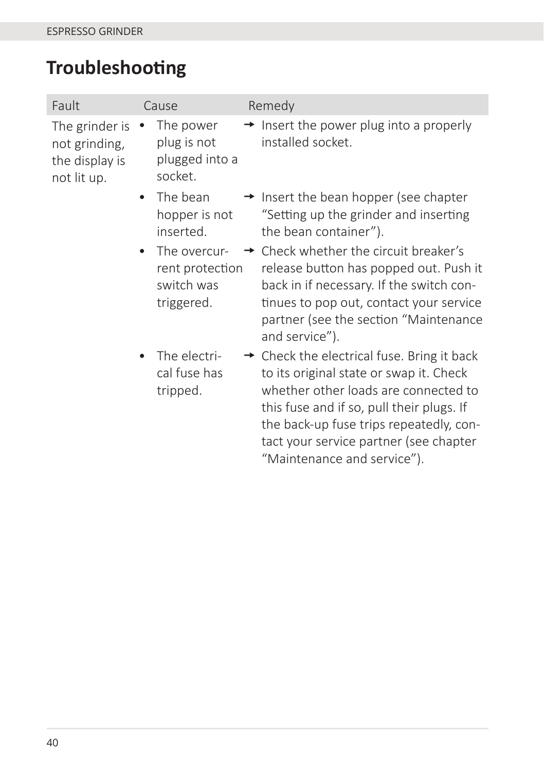# Troubleshooting

| Fault | Cause | Remedy |
|---|---|---|
| The grinder is not grinding, the display is not lit up. | • The power plug is not plugged into a socket. | → Insert the power plug into a properly installed socket. |
| | • The bean hopper is not inserted. | → Insert the bean hopper (see chapter "Setting up the grinder and inserting the bean container"). |
| | • The overcurrent protection switch was triggered. | → Check whether the circuit breaker's release button has popped out. Push it back in if necessary. If the switch continues to pop out, contact your service partner (see the section "Maintenance and service"). |
| | • The electrical fuse has tripped. | → Check the electrical fuse. Bring it back to its original state or swap it. Check whether other loads are connected to this fuse and if so, pull their plugs. If the back-up fuse trips repeatedly, contact your service partner (see chapter "Maintenance and service"). |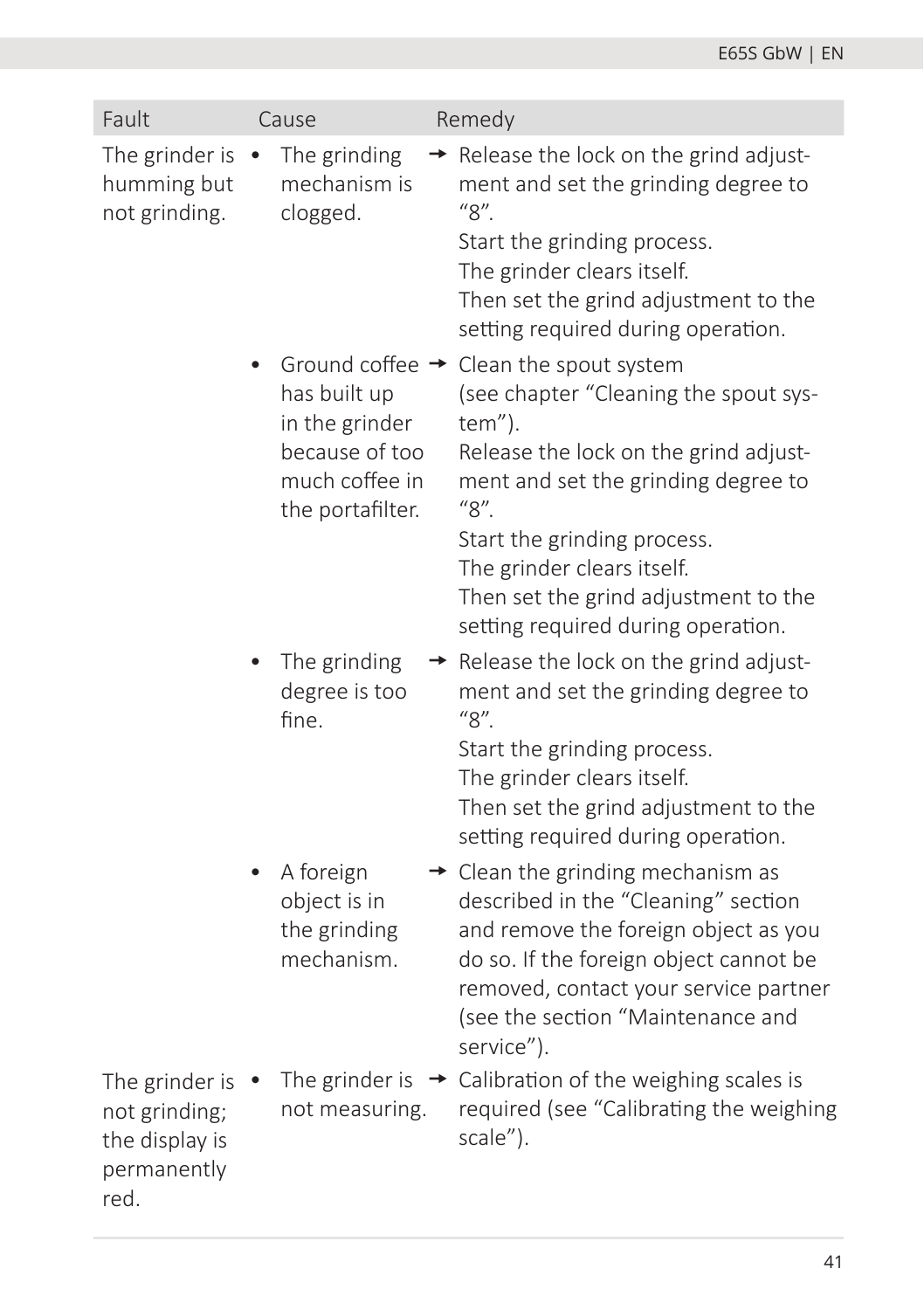| Fault | Cause | Remedy |
|---|---|---|
| The grinder is humming but not grinding. | • The grinding mechanism is clogged. | → Release the lock on the grind adjustment and set the grinding degree to "8".<br>Start the grinding process.<br>The grinder clears itself.<br>Then set the grind adjustment to the setting required during operation. |
| | • Ground coffee has built up in the grinder because of too much coffee in the portafilter. | → Clean the spout system (see chapter "Cleaning the spout system").<br>Release the lock on the grind adjustment and set the grinding degree to "8".<br>Start the grinding process.<br>The grinder clears itself.<br>Then set the grind adjustment to the setting required during operation. |
| | • The grinding degree is too fine. | → Release the lock on the grind adjustment and set the grinding degree to "8".<br>Start the grinding process.<br>The grinder clears itself.<br>Then set the grind adjustment to the setting required during operation. |
| | • A foreign object is in the grinding mechanism. | → Clean the grinding mechanism as described in the "Cleaning" section and remove the foreign object as you do so. If the foreign object cannot be removed, contact your service partner (see the section "Maintenance and service"). |
| The grinder is not grinding; the display is permanently red. | • The grinder is not measuring. | → Calibration of the weighing scales is required (see "Calibrating the weighing scale"). |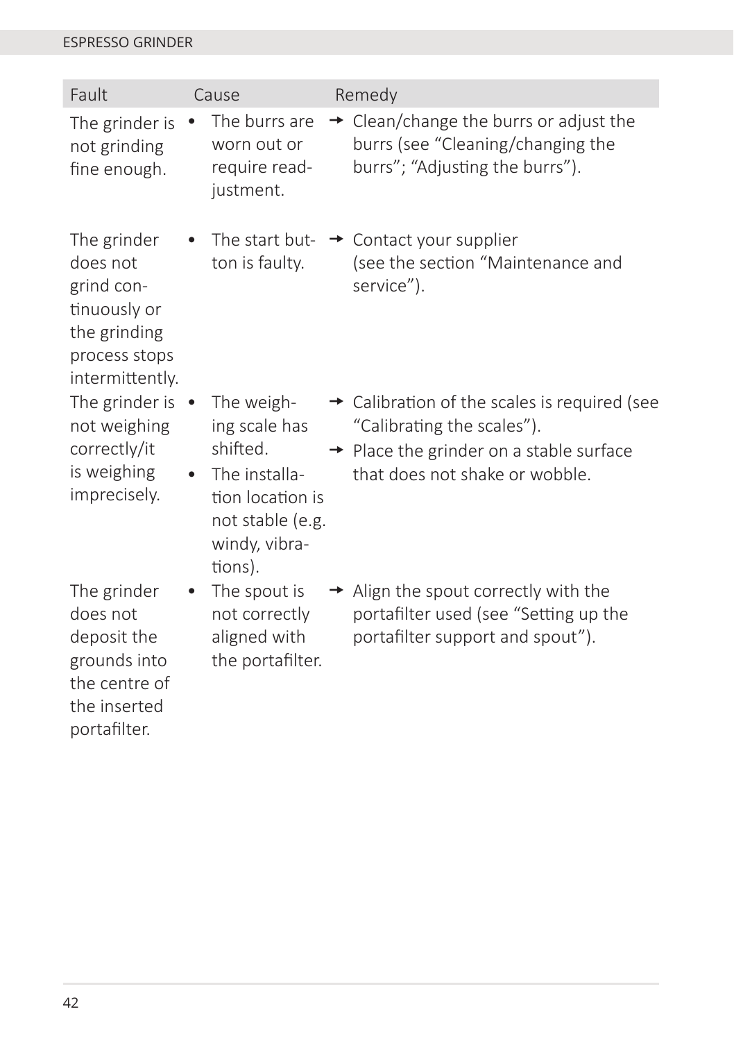| Fault | Cause | Remedy |
| --- | --- | --- |
| The grinder is not grinding fine enough. | • The burrs are worn out or require readjustment. | → Clean/change the burrs or adjust the burrs (see “Cleaning/changing the burrs”; “Adjusting the burrs”). |
| The grinder does not grind continuously or the grinding process stops intermittently. | • The start button is faulty. | → Contact your supplier (see the section “Maintenance and service”). |
| The grinder is not weighing correctly/it is weighing imprecisely. | • The weighing scale has shifted.<br>• The installation location is not stable (e.g. windy, vibrations). | → Calibration of the scales is required (see “Calibrating the scales”).<br>→ Place the grinder on a stable surface that does not shake or wobble. |
| The grinder does not deposit the grounds into the centre of the inserted portafilter. | • The spout is not correctly aligned with the portafilter. | → Align the spout correctly with the portafilter used (see “Setting up the portafilter support and spout”). |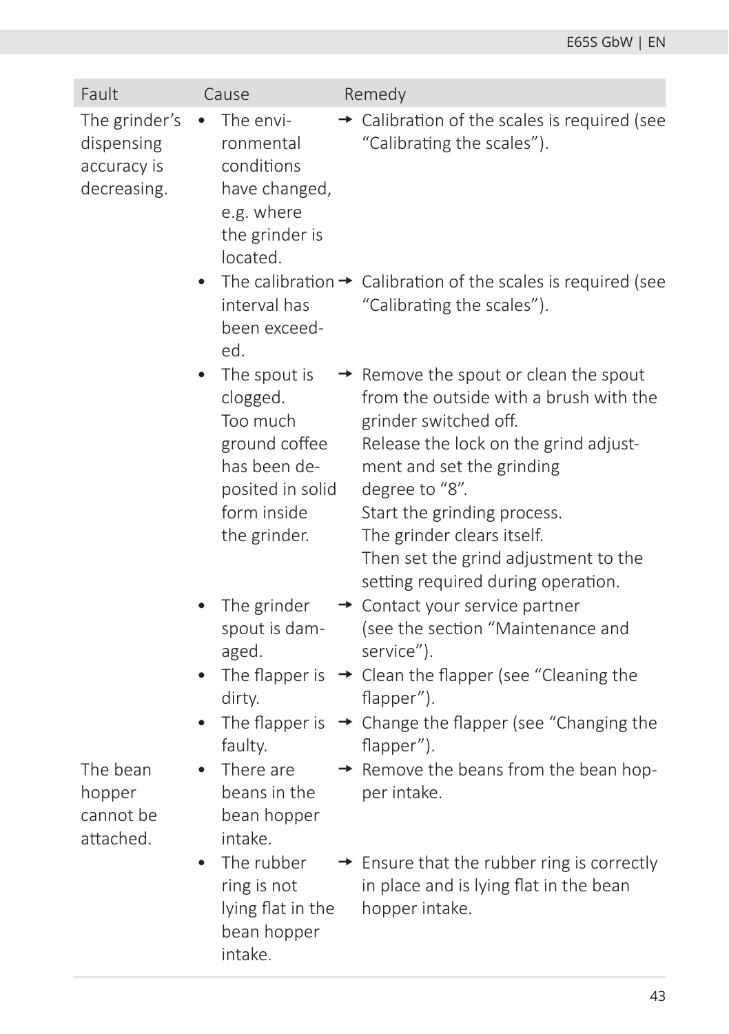| Fault | Cause | Remedy |
|---|---|---|
| The grinder's dispensing accuracy is decreasing. | • The environmental conditions have changed, e.g. where the grinder is located. | → Calibration of the scales is required (see “Calibrating the scales”). |
| | • The calibration interval has been exceeded. | → Calibration of the scales is required (see “Calibrating the scales”). |
| | • The spout is clogged. Too much ground coffee has been deposited in solid form inside the grinder. | → Remove the spout or clean the spout from the outside with a brush with the grinder switched off. Release the lock on the grind adjustment and set the grinding degree to “8”. Start the grinding process. The grinder clears itself. Then set the grind adjustment to the setting required during operation. |
| | • The grinder spout is damaged. | → Contact your service partner (see the section “Maintenance and service”). |
| | • The flapper is dirty. | → Clean the flapper (see “Cleaning the flapper”). |
| | • The flapper is faulty. | → Change the flapper (see “Changing the flapper”). |
| The bean hopper cannot be attached. | • There are beans in the bean hopper intake. | → Remove the beans from the bean hopper intake. |
| | • The rubber ring is not lying flat in the bean hopper intake. | → Ensure that the rubber ring is correctly in place and is lying flat in the bean hopper intake. |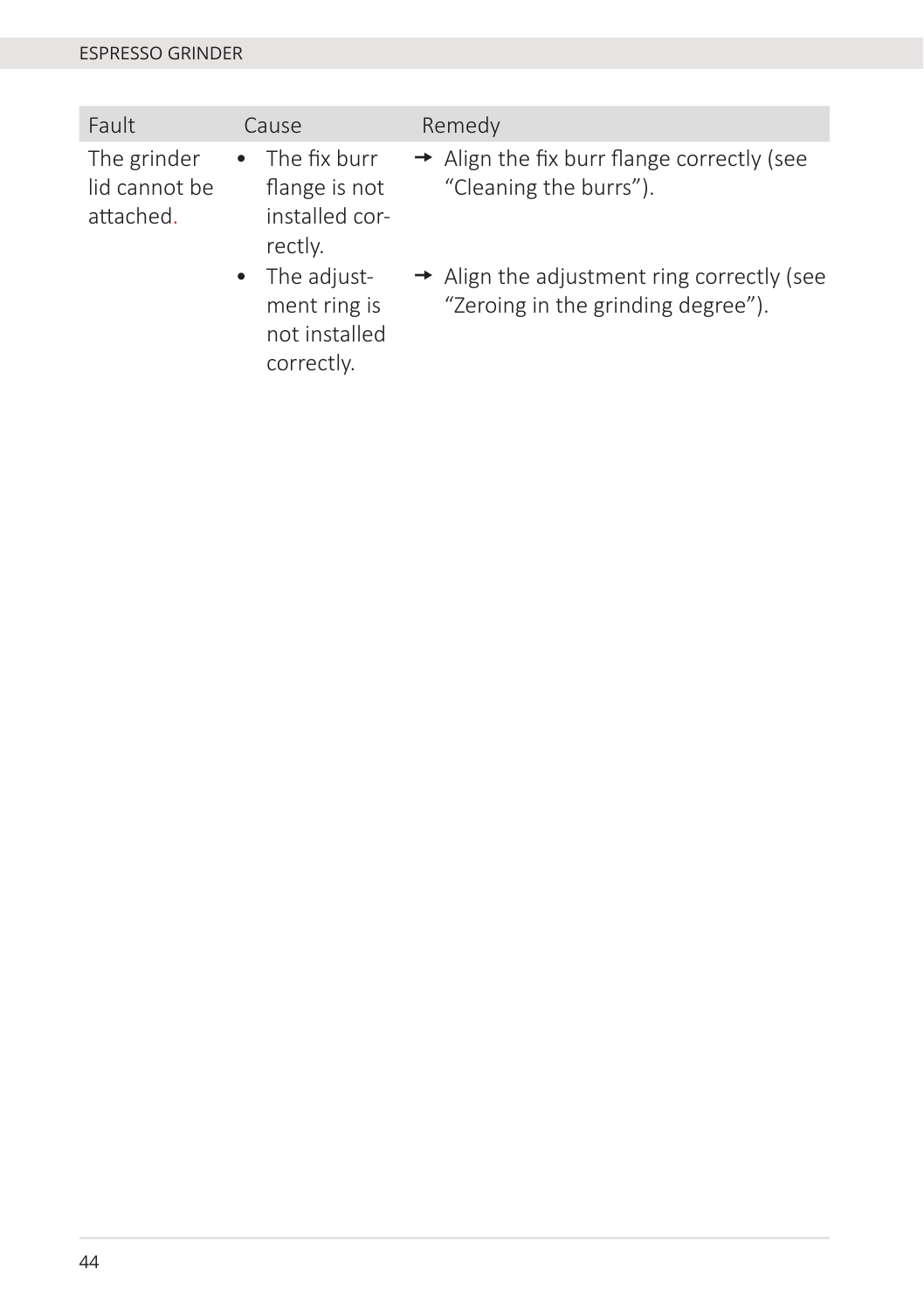| Fault | Cause | Remedy |
|---|---|---|
| The grinder lid cannot be attached. | • The fix burr flange is not installed correctly. | → Align the fix burr flange correctly (see "Cleaning the burrs"). |
| | • The adjustment ring is not installed correctly. | → Align the adjustment ring correctly (see "Zeroing in the grinding degree"). |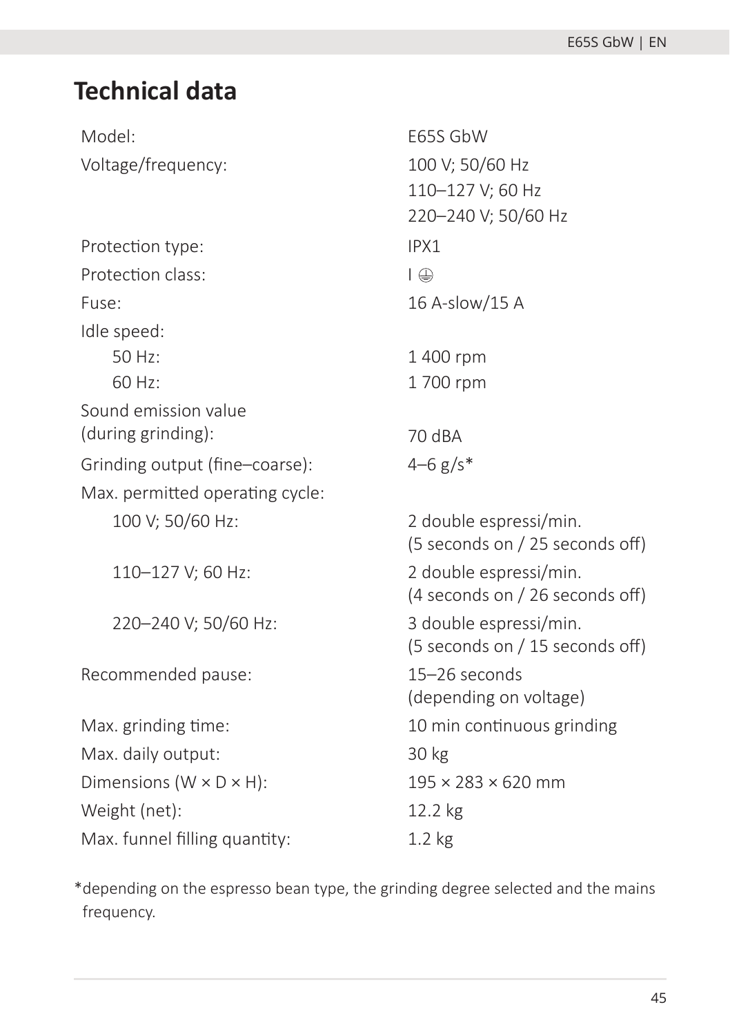# Technical data

| | |
|---|---|
| Model: | E65S GbW |
| Voltage/frequency: | 100 V; 50/60 Hz<br>110–127 V; 60 Hz<br>220–240 V; 50/60 Hz |
| Protection type: | IPX1 |
| Protection class: | I ⏚ |
| Fuse: | 16 A-slow/15 A |
| Idle speed: | |
| 50 Hz: | 1 400 rpm |
| 60 Hz: | 1 700 rpm |
| Sound emission value (during grinding): | 70 dBA |
| Grinding output (fine–coarse): | 4–6 g/s* |
| Max. permitted operating cycle: | |
| 100 V; 50/60 Hz: | 2 double espressi/min.<br>(5 seconds on / 25 seconds off) |
| 110–127 V; 60 Hz: | 2 double espressi/min.<br>(4 seconds on / 26 seconds off) |
| 220–240 V; 50/60 Hz: | 3 double espressi/min.<br>(5 seconds on / 15 seconds off) |
| Recommended pause: | 15–26 seconds<br>(depending on voltage) |
| Max. grinding time: | 10 min continuous grinding |
| Max. daily output: | 30 kg |
| Dimensions (W × D × H): | 195 × 283 × 620 mm |
| Weight (net): | 12.2 kg |
| Max. funnel filling quantity: | 1.2 kg |

*depending on the espresso bean type, the grinding degree selected and the mains frequency.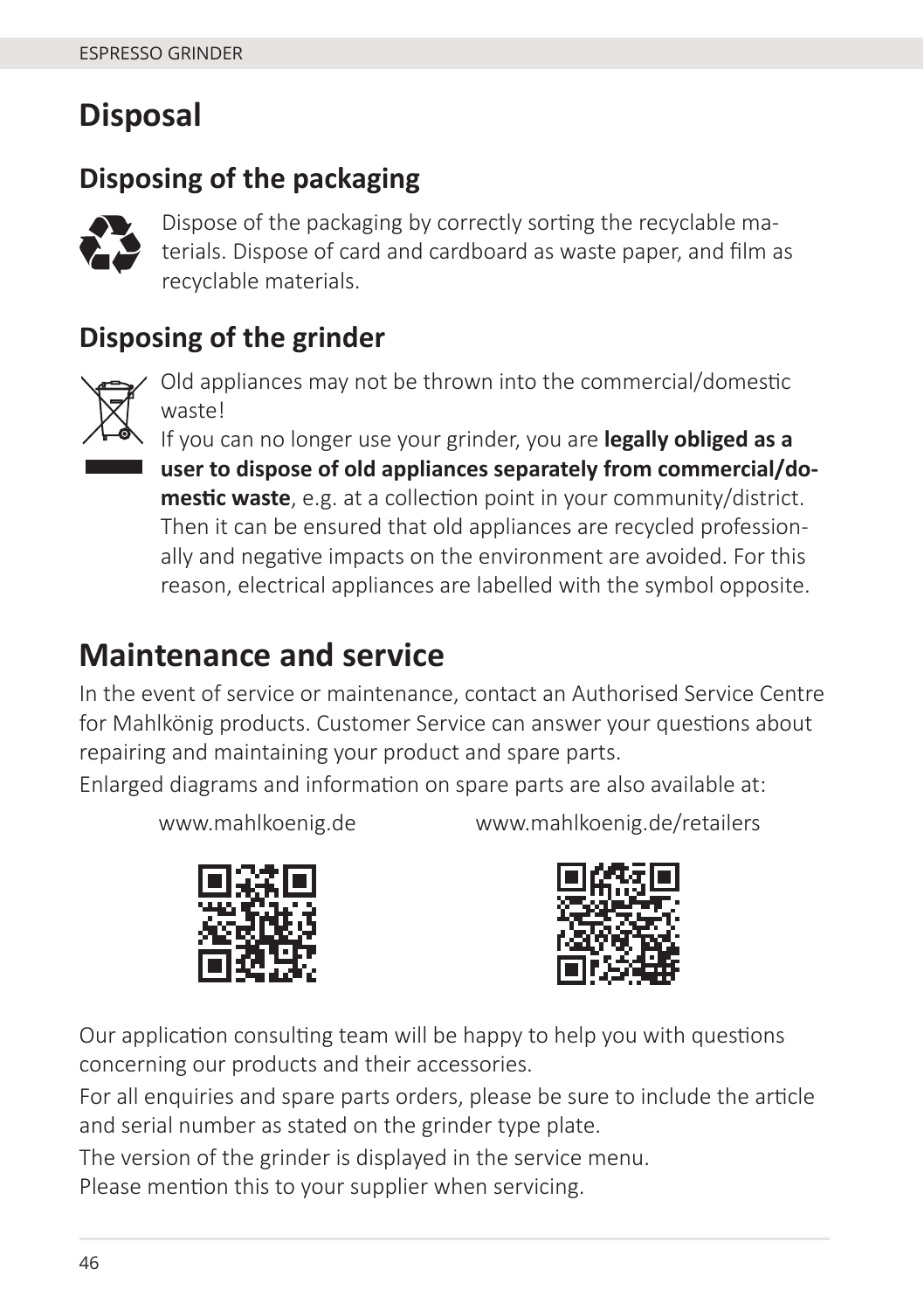# Disposal

## Disposing of the packaging

Dispose of the packaging by correctly sorting the recyclable materials. Dispose of card and cardboard as waste paper, and film as recyclable materials.

## Disposing of the grinder

Old appliances may not be thrown into the commercial/domestic waste!

If you can no longer use your grinder, you are **legally obliged as a user to dispose of old appliances separately from commercial/domestic waste**, e.g. at a collection point in your community/district. Then it can be ensured that old appliances are recycled professionally and negative impacts on the environment are avoided. For this reason, electrical appliances are labelled with the symbol opposite.

# Maintenance and service

In the event of service or maintenance, contact an Authorised Service Centre for Mahlkönig products. Customer Service can answer your questions about repairing and maintaining your product and spare parts.

Enlarged diagrams and information on spare parts are also available at:

www.mahlkoenig.de

www.mahlkoenig.de/retailers

Our application consulting team will be happy to help you with questions concerning our products and their accessories.

For all enquiries and spare parts orders, please be sure to include the article and serial number as stated on the grinder type plate.

The version of the grinder is displayed in the service menu.
Please mention this to your supplier when servicing.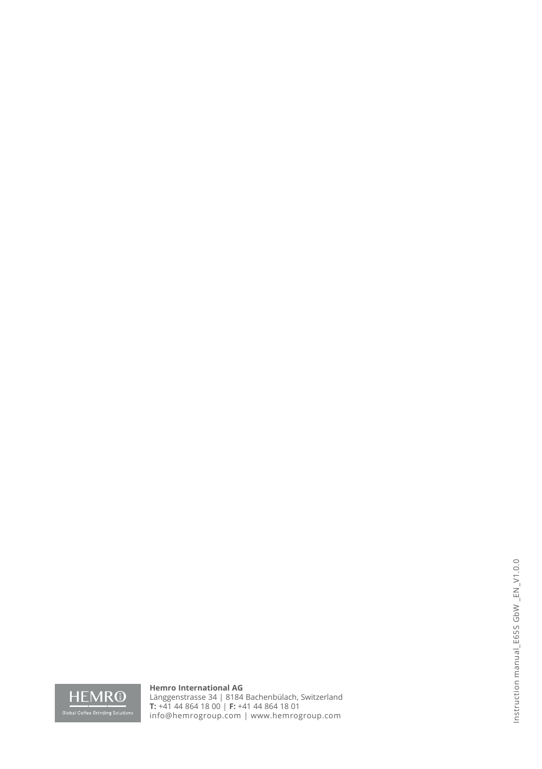**Hemro International AG**
Länggenstrasse 34 | 8184 Bachenbülach, Switzerland
**T:** +41 44 864 18 00 | **F:** +41 44 864 18 01
info@hemrogroup.com | www.hemrogroup.com

Instruction manual_E65S GbW _EN_V1.0.0